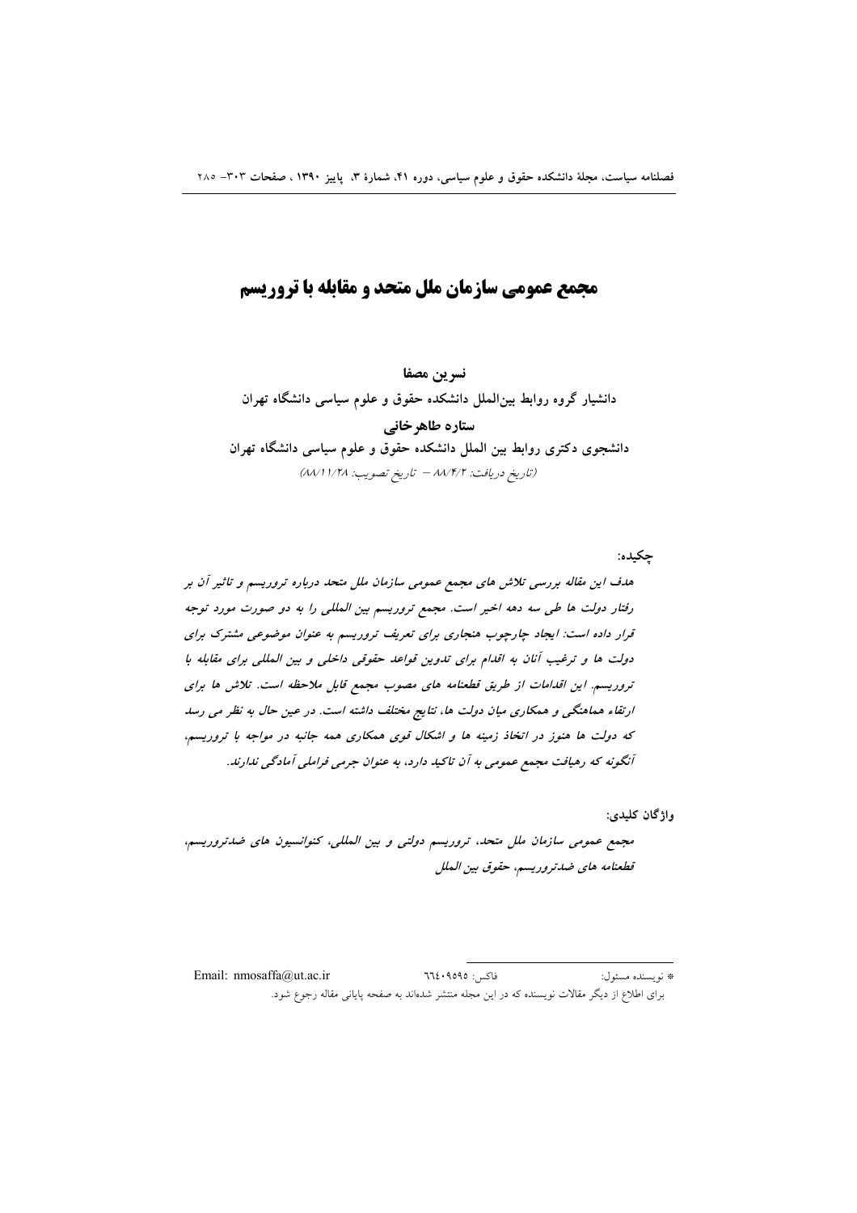# مجمع عمومی سازمان ملل متحد و مقابله با تروریسم

**نسرین مصفا**

**دانشیار گروه روابط بین‌الملل دانشکده حقوق و علوم سیاسی دانشگاه تهران**

**ستاره طاهرخانی**

**دانشجوی دکتری روابط بین الملل دانشکده حقوق و علوم سیاسی دانشگاه تهران**

*(تاریخ دریافت: ۸۸/۴/۲ – تاریخ تصویب: ۸۸/۱۱/۲۸)*

**چکیده:**

*هدف این مقاله بررسی تلاش های مجمع عمومی سازمان ملل متحد درباره تروریسم و تاثیر آن بر رفتار دولت ها طی سه دهه اخیر است. مجمع تروریسم بین المللی را به دو صورت مورد توجه قرار داده است: ایجاد چارچوب هنجاری برای تعریف تروریسم به عنوان موضوعی مشترک برای دولت ها و ترغیب آنان به اقدام برای تدوین قواعد حقوقی داخلی و بین المللی برای مقابله با تروریسم. این اقدامات از طریق قطعنامه های مصوب مجمع قابل ملاحظه است. تلاش ها برای ارتقاء هماهنگی و همکاری میان دولت ها، نتایج مختلف داشته است. در عین حال به نظر می رسد که دولت ها هنوز در اتخاذ زمینه ها و اشکال قوی همکاری همه جانبه در مواجه با تروریسم، آنگونه که رهیافت مجمع عمومی به آن تاکید دارد، به عنوان جرمی فراملی آمادگی ندارند.*

**واژگان کلیدی:**

*مجمع عمومی سازمان ملل متحد، تروریسم دولتی و بین المللی، کنوانسیون های ضدتروریسم، قطعنامه های ضدتروریسم، حقوق بین الملل*

---

\* نویسنده مسئول: فاکس: ۶۶۴۰۹۵۹۵ Email: nmosaffa@ut.ac.ir

برای اطلاع از دیگر مقالات نویسنده که در این مجله منتشر شده‌اند به صفحه پایانی مقاله رجوع شود.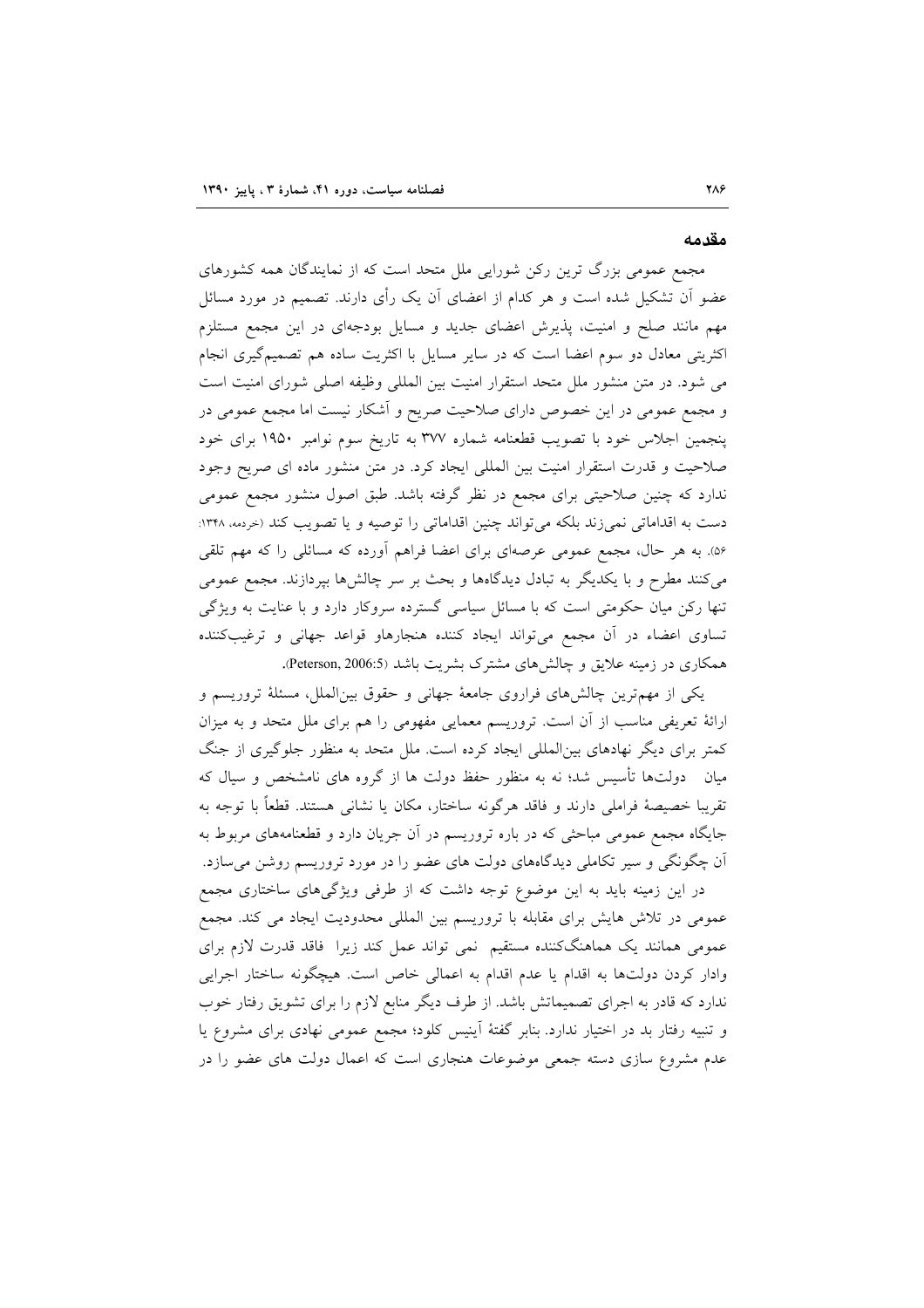## مقدمه

مجمع عمومی بزرگ ترین رکن شورایی ملل متحد است که از نمایندگان همه کشورهای عضو آن تشکیل شده است و هر کدام از اعضای آن یک رأی دارند. تصمیم در مورد مسائل مهم مانند صلح و امنیت، پذیرش اعضای جدید و مسایل بودجه‌ای در این مجمع مستلزم اکثریتی معادل دو سوم اعضا است که در سایر مسایل با اکثریت ساده هم تصمیم‌گیری انجام می شود. در متن منشور ملل متحد استقرار امنیت بین المللی وظیفه اصلی شورای امنیت است و مجمع عمومی در این خصوص دارای صلاحیت صریح و آشکار نیست اما مجمع عمومی در پنجمین اجلاس خود با تصویب قطعنامه شماره ۳۷۷ به تاریخ سوم نوامبر ۱۹۵۰ برای خود صلاحیت و قدرت استقرار امنیت بین المللی ایجاد کرد. در متن منشور ماده ای صریح وجود ندارد که چنین صلاحیتی برای مجمع در نظر گرفته باشد. طبق اصول منشور مجمع عمومی دست به اقداماتی نمی‌زند بلکه می‌تواند چنین اقداماتی را توصیه و یا تصویب کند (خردمه، ۱۳۴۸: ۵۶). به هر حال، مجمع عمومی عرصه‌ای برای اعضا فراهم آورده که مسائلی را که مهم تلقی می‌کنند مطرح و با یکدیگر به تبادل دیدگاه‌ها و بحث بر سر چالش‌ها بپردازند. مجمع عمومی تنها رکن میان حکومتی است که با مسائل سیاسی گسترده سروکار دارد و با عنایت به ویژگی تساوی اعضاء در آن مجمع می‌تواند ایجاد کننده هنجارهاو قواعد جهانی و ترغیب‌کننده همکاری در زمینه علایق و چالش‌های مشترک بشریت باشد (Peterson, 2006:5).

یکی از مهم‌ترین چالش‌های فراروی جامعهٔ جهانی و حقوق بین‌الملل، مسئلهٔ تروریسم و ارائهٔ تعریفی مناسب از آن است. تروریسم معمایی مفهومی را هم برای ملل متحد و به میزان کمتر برای دیگر نهادهای بین‌المللی ایجاد کرده است. ملل متحد به منظور جلوگیری از جنگ میان دولت‌ها تأسیس شد؛ نه به منظور حفظ دولت ها از گروه های نامشخص و سیال که تقریبا خصیصهٔ فراملی دارند و فاقد هرگونه ساختار، مکان یا نشانی هستند. قطعاً با توجه به جایگاه مجمع عمومی مباحثی که در باره تروریسم در آن جریان دارد و قطعنامه‌های مربوط به آن چگونگی و سیر تکاملی دیدگاه‌های دولت های عضو را در مورد تروریسم روشن می‌سازد.

در این زمینه باید به این موضوع توجه داشت که از طرفی ویژگی‌های ساختاری مجمع عمومی در تلاش هایش برای مقابله با تروریسم بین المللی محدودیت ایجاد می کند. مجمع عمومی همانند یک هماهنگ‌کننده مستقیم نمی تواند عمل کند زیرا فاقد قدرت لازم برای وادار کردن دولت‌ها به اقدام یا عدم اقدام به اعمالی خاص است. هیچگونه ساختار اجرایی ندارد که قادر به اجرای تصمیماتش باشد. از طرف دیگر منابع لازم را برای تشویق رفتار خوب و تنبیه رفتار بد در اختیار ندارد. بنابر گفتهٔ آینیس کلود؛ مجمع عمومی نهادی برای مشروع یا عدم مشروع سازی دسته جمعی موضوعات هنجاری است که اعمال دولت های عضو را در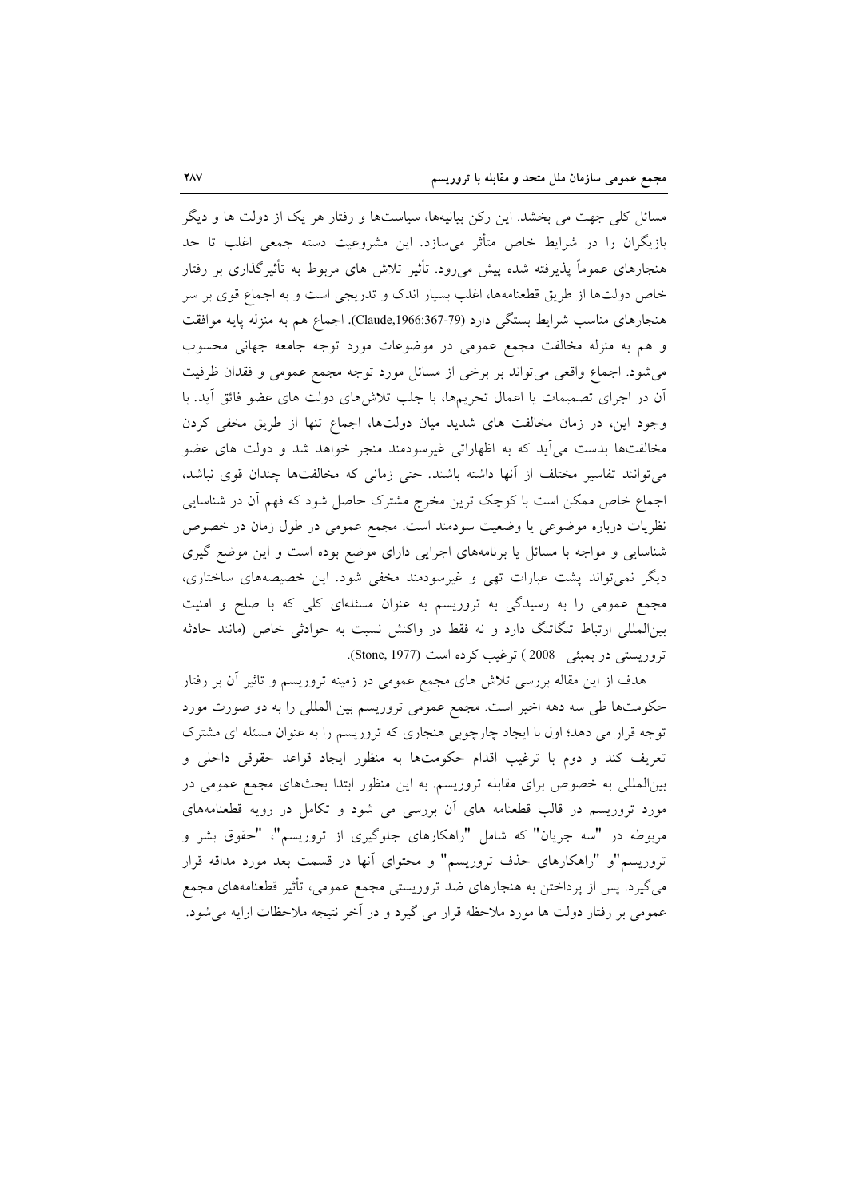مسائل کلی جهت می بخشد. این رکن بیانیه‌ها، سیاست‌ها و رفتار هر یک از دولت ها و دیگر بازیگران را در شرایط خاص متأثر می‌سازد. این مشروعیت دسته جمعی اغلب تا حد هنجارهای عموماً پذیرفته شده پیش می‌رود. تأثیر تلاش های مربوط به تأثیرگذاری بر رفتار خاص دولت‌ها از طریق قطعنامه‌ها، اغلب بسیار اندک و تدریجی است و به اجماع قوی بر سر هنجارهای مناسب شرایط بستگی دارد (Claude,1966:367-79). اجماع هم به منزله پایه موافقت و هم به منزله مخالفت مجمع عمومی در موضوعات مورد توجه جامعه جهانی محسوب می‌شود. اجماع واقعی می‌تواند بر برخی از مسائل مورد توجه مجمع عمومی و فقدان ظرفیت آن در اجرای تصمیمات یا اعمال تحریم‌ها، با جلب تلاش‌های دولت های عضو فائق آید. با وجود این، در زمان مخالفت های شدید میان دولت‌ها، اجماع تنها از طریق مخفی کردن مخالفت‌ها بدست می‌آید که به اظهاراتی غیرسودمند منجر خواهد شد و دولت های عضو می‌توانند تفاسیر مختلف از آنها داشته باشند. حتی زمانی که مخالفت‌ها چندان قوی نباشد، اجماع خاص ممکن است با کوچک ترین مخرج مشترک حاصل شود که فهم آن در شناسایی نظریات درباره موضوعی یا وضعیت سودمند است. مجمع عمومی در طول زمان در خصوص شناسایی و مواجه با مسائل یا برنامه‌های اجرایی دارای موضع بوده است و این موضع گیری دیگر نمی‌تواند پشت عبارات تهی و غیرسودمند مخفی شود. این خصیصه‌های ساختاری، مجمع عمومی را به رسیدگی به تروریسم به عنوان مسئله‌ای کلی که با صلح و امنیت بین‌المللی ارتباط تنگاتنگ دارد و نه فقط در واکنش نسبت به حوادثی خاص (مانند حادثه تروریستی در بمبئی 2008 ) ترغیب کرده است (Stone, 1977).

هدف از این مقاله بررسی تلاش های مجمع عمومی در زمینه تروریسم و تاثیر آن بر رفتار حکومت‌ها طی سه دهه اخیر است. مجمع عمومی تروریسم بین المللی را به دو صورت مورد توجه قرار می دهد؛ اول با ایجاد چارچوبی هنجاری که تروریسم را به عنوان مسئله ای مشترک تعریف کند و دوم با ترغیب اقدام حکومت‌ها به منظور ایجاد قواعد حقوقی داخلی و بین‌المللی به خصوص برای مقابله تروریسم. به این منظور ابتدا بحث‌های مجمع عمومی در مورد تروریسم در قالب قطعنامه های آن بررسی می شود و تکامل در رویه قطعنامه‌های مربوطه در "سه جریان" که شامل "راهکارهای جلوگیری از تروریسم"، "حقوق بشر و تروریسم"و "راهکارهای حذف تروریسم" و محتوای آنها در قسمت بعد مورد مداقه قرار می‌گیرد. پس از پرداختن به هنجارهای ضد تروریستی مجمع عمومی، تأثیر قطعنامه‌های مجمع عمومی بر رفتار دولت ها مورد ملاحظه قرار می گیرد و در آخر نتیجه ملاحظات ارایه می‌شود.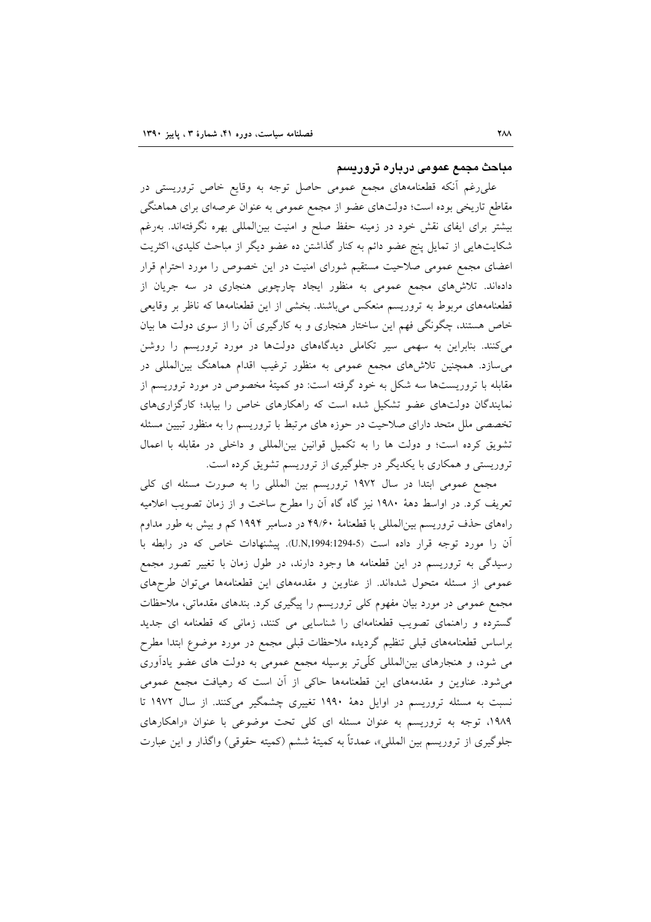### مباحث مجمع عمومی درباره تروریسم

علی‌رغم آنکه قطعنامه‌های مجمع عمومی حاصل توجه به وقایع خاص تروریستی در مقاطع تاریخی بوده است؛ دولت‌های عضو از مجمع عمومی به عنوان عرصه‌ای برای هماهنگی بیشتر برای ایفای نقش خود در زمینه حفظ صلح و امنیت بین‌المللی بهره نگرفته‌اند. به‌رغم شکایت‌هایی از تمایل پنج عضو دائم به کنار گذاشتن ده عضو دیگر از مباحث کلیدی، اکثریت اعضای مجمع عمومی صلاحیت مستقیم شورای امنیت در این خصوص را مورد احترام قرار داده‌اند. تلاش‌های مجمع عمومی به منظور ایجاد چارچوبی هنجاری در سه جریان از قطعنامه‌های مربوط به تروریسم منعکس می‌باشند. بخشی از این قطعنامه‌ها که ناظر بر وقایعی خاص هستند، چگونگی فهم این ساختار هنجاری و به کارگیری آن را از سوی دولت ها بیان می‌کنند. بنابراین به سهمی سیر تکاملی دیدگاه‌های دولت‌ها در مورد تروریسم را روشن می‌سازد. همچنین تلاش‌های مجمع عمومی به منظور ترغیب اقدام هماهنگ بین‌المللی در مقابله با تروریست‌ها سه شکل به خود گرفته است: دو کمیتهٔ مخصوص در مورد تروریسم از نمایندگان دولت‌های عضو تشکیل شده است که راهکارهای خاص را بیابد؛ کارگزاری‌های تخصصی ملل متحد دارای صلاحیت در حوزه های مرتبط با تروریسم را به منظور تبیین مسئله تشویق کرده است؛ و دولت ها را به تکمیل قوانین بین‌المللی و داخلی در مقابله با اعمال تروریستی و همکاری با یکدیگر در جلوگیری از تروریسم تشویق کرده است.

مجمع عمومی ابتدا در سال ۱۹۷۲ تروریسم بین المللی را به صورت مسئله ای کلی تعریف کرد. در اواسط دههٔ ۱۹۸۰ نیز گاه گاه آن را مطرح ساخت و از زمان تصویب اعلامیه راه‌های حذف تروریسم بین‌المللی با قطعنامهٔ ۴۹/۶۰ در دسامبر ۱۹۹۴ کم و بیش به طور مداوم آن را مورد توجه قرار داده است (U.N,1994:1294-5). پیشنهادات خاص که در رابطه با رسیدگی به تروریسم در این قطعنامه ها وجود دارند، در طول زمان با تغییر تصور مجمع عمومی از مسئله متحول شده‌اند. از عناوین و مقدمه‌های این قطعنامه‌ها می‌توان طرح‌های مجمع عمومی در مورد بیان مفهوم کلی تروریسم را پیگیری کرد. بندهای مقدماتی، ملاحظات گسترده و راهنمای تصویب قطعنامه‌ای را شناسایی می کنند، زمانی که قطعنامه ای جدید براساس قطعنامه‌های قبلی تنظیم گردیده ملاحظات قبلی مجمع در مورد موضوع ابتدا مطرح می شود، و هنجارهای بین‌المللی کلّی‌تر بوسیله مجمع عمومی به دولت های عضو یادآوری می‌شود. عناوین و مقدمه‌های این قطعنامه‌ها حاکی از آن است که رهیافت مجمع عمومی نسبت به مسئله تروریسم در اوایل دههٔ ۱۹۹۰ تغییری چشمگیر می‌کنند. از سال ۱۹۷۲ تا ۱۹۸۹، توجه به تروریسم به عنوان مسئله ای کلی تحت موضوعی با عنوان «راهکارهای جلوگیری از تروریسم بین المللی»، عمدتاً به کمیتهٔ ششم (کمیته حقوقی) واگذار و این عبارت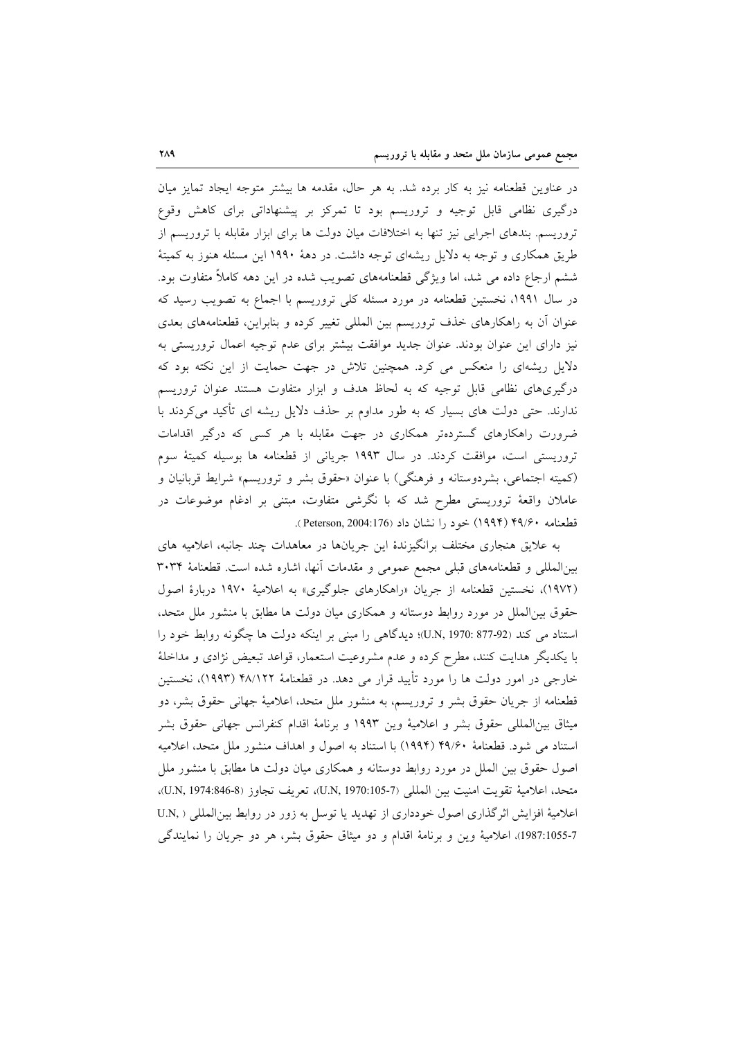در عناوین قطعنامه نیز به کار برده شد. به هر حال، مقدمه ها بیشتر متوجه ایجاد تمایز میان درگیری نظامی قابل توجیه و تروریسم بود تا تمرکز بر پیشنهاداتی برای کاهش وقوع تروریسم. بندهای اجرایی نیز تنها به اختلافات میان دولت ها برای ابزار مقابله با تروریسم از طریق همکاری و توجه به دلایل ریشه‌ای توجه داشت. در دهۀ ۱۹۹۰ این مسئله هنوز به کمیتۀ ششم ارجاع داده می شد، اما ویژگی قطعنامه‌های تصویب شده در این دهه کاملاً متفاوت بود. در سال ۱۹۹۱، نخستین قطعنامه در مورد مسئله کلی تروریسم با اجماع به تصویب رسید که عنوان آن به راهکارهای حذف تروریسم بین المللی تغییر کرده و بنابراین، قطعنامه‌های بعدی نیز دارای این عنوان بودند. عنوان جدید موافقت بیشتر برای عدم توجیه اعمال تروریستی به دلایل ریشه‌ای را منعکس می کرد. همچنین تلاش در جهت حمایت از این نکته بود که درگیری‌های نظامی قابل توجیه که به لحاظ هدف و ابزار متفاوت هستند عنوان تروریسم ندارند. حتی دولت های بسیار که به طور مداوم بر حذف دلایل ریشه ای تأکید می‌کردند با ضرورت راهکارهای گسترده‌تر همکاری در جهت مقابله با هر کسی که درگیر اقدامات تروریستی است، موافقت کردند. در سال ۱۹۹۳ جریانی از قطعنامه ها بوسیله کمیتۀ سوم (کمیته اجتماعی، بشردوستانه و فرهنگی) با عنوان «حقوق بشر و تروریسم» شرایط قربانیان و عاملان واقعۀ تروریستی مطرح شد که با نگرشی متفاوت، مبتنی بر ادغام موضوعات در قطعنامه ۴۹/۶۰ (۱۹۹۴) خود را نشان داد (Peterson, 2004:176).

به علایق هنجاری مختلف برانگیزندۀ این جریان‌ها در معاهدات چند جانبه، اعلامیه های بین‌المللی و قطعنامه‌های قبلی مجمع عمومی و مقدمات آنها، اشاره شده است. قطعنامۀ ۳۰۳۴ (۱۹۷۲)، نخستین قطعنامه از جریان «راهکارهای جلوگیری» به اعلامیۀ ۱۹۷۰ دربارۀ اصول حقوق بین‌الملل در مورد روابط دوستانه و همکاری میان دولت ها مطابق با منشور ملل متحد، استناد می کند (U.N, 1970: 877-92)؛ دیدگاهی را مبنی بر اینکه دولت ها چگونه روابط خود را با یکدیگر هدایت کنند، مطرح کرده و عدم مشروعیت استعمار، قواعد تبعیض نژادی و مداخلۀ خارجی در امور دولت ها را مورد تأیید قرار می دهد. در قطعنامۀ ۴۸/۱۲۲ (۱۹۹۳)، نخستین قطعنامه از جریان حقوق بشر و تروریسم، به منشور ملل متحد، اعلامیۀ جهانی حقوق بشر، دو میثاق بین‌المللی حقوق بشر و اعلامیۀ وین ۱۹۹۳ و برنامۀ اقدام کنفرانس جهانی حقوق بشر استناد می شود. قطعنامۀ ۴۹/۶۰ (۱۹۹۴) با استناد به اصول و اهداف منشور ملل متحد، اعلامیه اصول حقوق بین الملل در مورد روابط دوستانه و همکاری میان دولت ها مطابق با منشور ملل متحد، اعلامیۀ تقویت امنیت بین المللی (U.N, 1970:105-7)، تعریف تجاوز (U.N, 1974:846-8)، اعلامیۀ افزایش اثرگذاری اصول خودداری از تهدید یا توسل به زور در روابط بین‌المللی (U.N, 1987:1055-7)، اعلامیۀ وین و برنامۀ اقدام و دو میثاق حقوق بشر، هر دو جریان را نمایندگی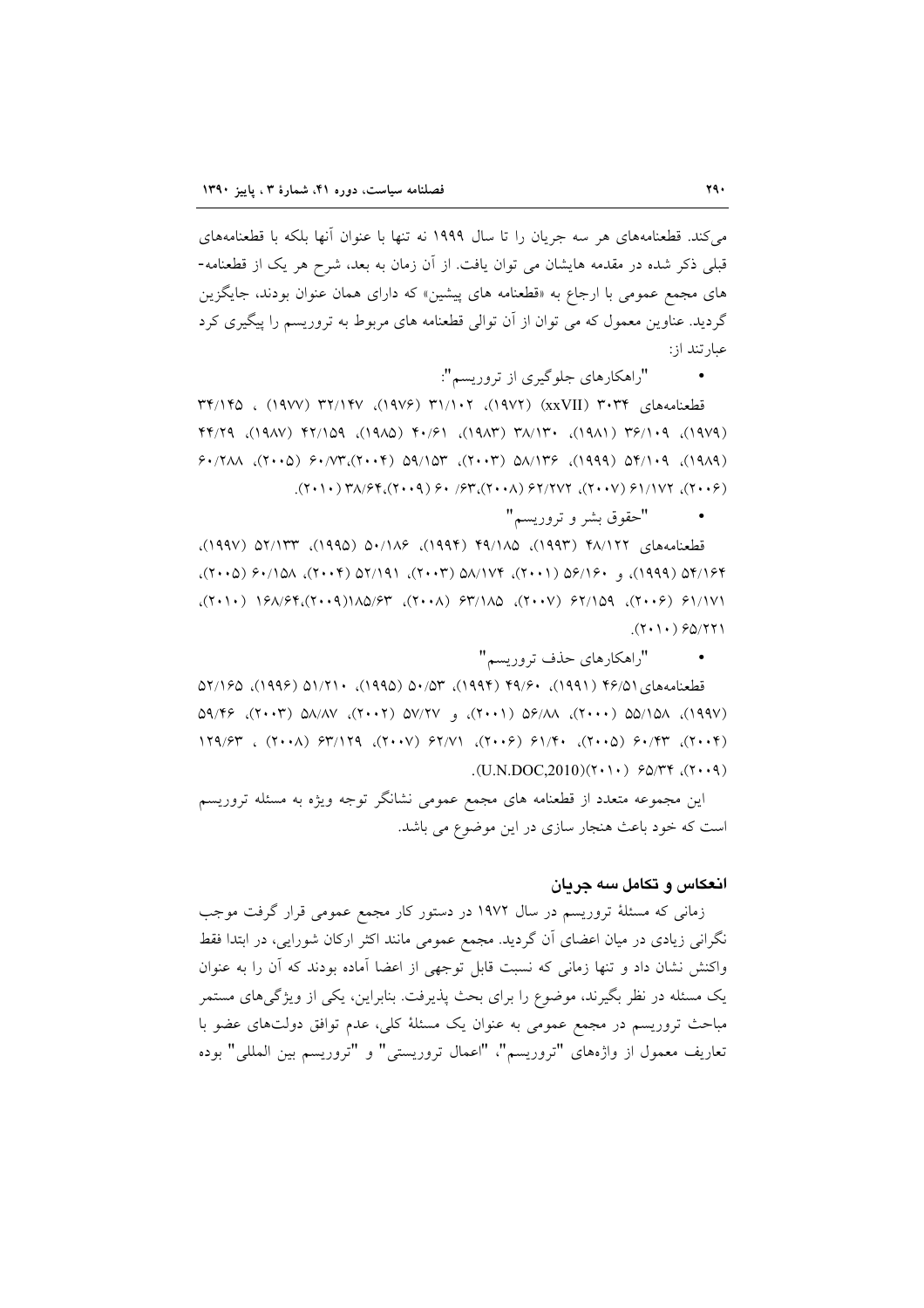می‌کند. قطعنامه‌های هر سه جریان را تا سال ۱۹۹۹ نه تنها با عنوان آنها بلکه با قطعنامه‌های قبلی ذکر شده در مقدمه هایشان می توان یافت. از آن زمان به بعد، شرح هر یک از قطعنامه-های مجمع عمومی با ارجاع به «قطعنامه های پیشین» که دارای همان عنوان بودند، جایگزین گردید. عناوین معمول که می توان از آن توالی قطعنامه های مربوط به تروریسم را پیگیری کرد عبارتند از:

- "راهکارهای جلوگیری از تروریسم":

قطعنامه‌های ۳۰۳۴ (xxVII) (۱۹۷۲)، ۳۱/۱۰۲ (۱۹۷۶)، ۳۲/۱۴۷ (۱۹۷۷) ، ۳۴/۱۴۵ (۱۹۷۹)، ۳۶/۱۰۹ (۱۹۸۱)، ۳۸/۱۳۰ (۱۹۸۳)، ۴۰/۶۱ (۱۹۸۵)، ۴۲/۱۵۹ (۱۹۸۷)، ۴۴/۲۹ (۱۹۸۹)، ۵۴/۱۰۹ (۱۹۹۹)، ۵۸/۱۳۶ (۲۰۰۳)، ۵۹/۱۵۳ (۲۰۰۴)، ۶۰/۷۳ (۲۰۰۵)، ۶۰/۲۸۸ (۲۰۰۶)، ۶۱/۱۷۲ (۲۰۰۷)، ۶۲/۲۷۲ (۲۰۰۸)، ۶۳/ ۶۰ (۲۰۰۹)، ۳۸/۶۴ (۲۰۱۰).

- "حقوق بشر و تروریسم"

قطعنامه‌های ۴۸/۱۲۲ (۱۹۹۳)، ۴۹/۱۸۵ (۱۹۹۴)، ۵۰/۱۸۶ (۱۹۹۵)، ۵۲/۱۳۳ (۱۹۹۷)، ۵۴/۱۶۴ (۱۹۹۹)، و ۵۶/۱۶۰ (۲۰۰۱)، ۵۸/۱۷۴ (۲۰۰۳)، ۵۲/۱۹۱ (۲۰۰۴)، ۶۰/۱۵۸ (۲۰۰۵)، ۶۱/۱۷۱ (۲۰۰۶)، ۶۲/۱۵۹ (۲۰۰۷)، ۶۳/۱۸۵ (۲۰۰۸)، ۱۸۵/۶۳(۲۰۰۹)، ۱۶۸/۶۴ (۲۰۱۰)، ۶۵/۲۲۱ (۲۰۱۰).

- "راهکارهای حذف تروریسم"

قطعنامه‌های ۴۶/۵۱ (۱۹۹۱)، ۴۹/۶۰ (۱۹۹۴)، ۵۰/۵۳ (۱۹۹۵)، ۵۱/۲۱۰ (۱۹۹۶)، ۵۲/۱۶۵ (۱۹۹۷)، ۵۵/۱۵۸ (۲۰۰۰)، ۵۶/۸۸ (۲۰۰۱)، و ۵۷/۲۷ (۲۰۰۲)، ۵۸/۸۷ (۲۰۰۳)، ۵۹/۴۶ (۲۰۰۴)، ۶۰/۴۳ (۲۰۰۵)، ۶۱/۴۰ (۲۰۰۶)، ۶۲/۷۱ (۲۰۰۷)، ۶۳/۱۲۹ (۲۰۰۸) ، ۱۲۹/۶۳ (۲۰۰۹)، ۶۵/۳۴ (۲۰۱۰)(U.N.DOC,2010).

این مجموعه متعدد از قطعنامه های مجمع عمومی نشانگر توجه ویژه به مسئله تروریسم است که خود باعث هنجار سازی در این موضوع می باشد.

### انعکاس و تکامل سه جریان

زمانی که مسئلهٔ تروریسم در سال ۱۹۷۲ در دستور کار مجمع عمومی قرار گرفت موجب نگرانی زیادی در میان اعضای آن گردید. مجمع عمومی مانند اکثر ارکان شورایی، در ابتدا فقط واکنش نشان داد و تنها زمانی که نسبت قابل توجهی از اعضا آماده بودند که آن را به عنوان یک مسئله در نظر بگیرند، موضوع را برای بحث پذیرفت. بنابراین، یکی از ویژگی‌های مستمر مباحث تروریسم در مجمع عمومی به عنوان یک مسئلهٔ کلی، عدم توافق دولت‌های عضو با تعاریف معمول از واژه‌های "تروریسم"، "اعمال تروریستی" و "تروریسم بین المللی" بوده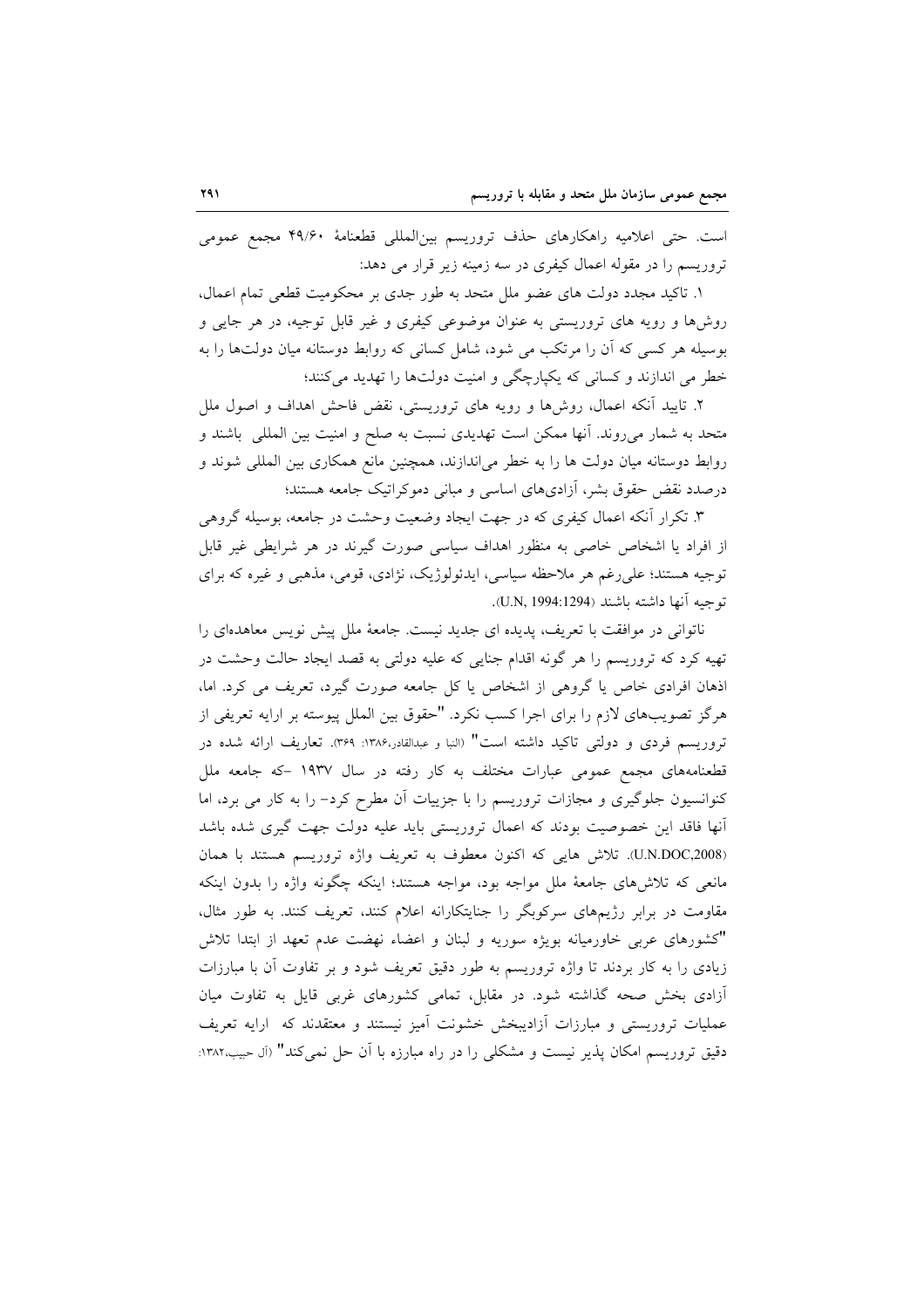است. حتی اعلامیه راهکارهای حذف تروریسم بین‌المللی قطعنامهٔ ۴۹/۶۰ مجمع عمومی تروریسم را در مقوله اعمال کیفری در سه زمینه زیر قرار می دهد:

۱. تاکید مجدد دولت های عضو ملل متحد به طور جدی بر محکومیت قطعی تمام اعمال، روش‌ها و رویه های تروریستی به عنوان موضوعی کیفری و غیر قابل توجیه، در هر جایی و بوسیله هر کسی که آن را مرتکب می شود، شامل کسانی که روابط دوستانه میان دولت‌ها را به خطر می اندازند و کسانی که یکپارچگی و امنیت دولت‌ها را تهدید می‌کنند؛

۲. تایید آنکه اعمال، روش‌ها و رویه های تروریستی، نقض فاحش اهداف و اصول ملل متحد به شمار می‌روند. آنها ممکن است تهدیدی نسبت به صلح و امنیت بین المللی باشند و روابط دوستانه میان دولت ها را به خطر می‌اندازند، همچنین مانع همکاری بین المللی شوند و درصدد نقض حقوق بشر، آزادی‌های اساسی و مبانی دموکراتیک جامعه هستند؛

۳. تکرار آنکه اعمال کیفری که در جهت ایجاد وضعیت وحشت در جامعه، بوسیله گروهی از افراد یا اشخاص خاصی به منظور اهداف سیاسی صورت گیرند در هر شرایطی غیر قابل توجیه هستند؛ علی‌رغم هر ملاحظه سیاسی، ایدئولوژیک، نژادی، قومی، مذهبی و غیره که برای توجیه آنها داشته باشند (U.N, 1994:1294).

ناتوانی در موافقت با تعریف، پدیده ای جدید نیست. جامعهٔ ملل پیش نویس معاهده‌ای را تهیه کرد که تروریسم را هر گونه اقدام جنایی که علیه دولتی به قصد ایجاد حالت وحشت در اذهان افرادی خاص یا گروهی از اشخاص یا کل جامعه صورت گیرد، تعریف می کرد. اما، هرگز تصویب‌های لازم را برای اجرا کسب نکرد. "حقوق بین الملل پیوسته بر ارایه تعریفی از تروریسم فردی و دولتی تاکید داشته است" (النبا و عبدالقادر،۱۳۸۶: ۳۶۹). تعاریف ارائه شده در قطعنامه‌های مجمع عمومی عبارات مختلف به کار رفته در سال ۱۹۳۷ –که جامعه ملل کنوانسیون جلوگیری و مجازات تروریسم را با جزییات آن مطرح کرد– را به کار می برد، اما آنها فاقد این خصوصیت بودند که اعمال تروریستی باید علیه دولت جهت گیری شده باشد (U.N.DOC,2008). تلاش هایی که اکنون معطوف به تعریف واژه تروریسم هستند با همان مانعی که تلاش‌های جامعهٔ ملل مواجه بود، مواجه هستند؛ اینکه چگونه واژه را بدون اینکه مقاومت در برابر رژیم‌های سرکوبگر را جنایتکارانه اعلام کنند، تعریف کنند. به طور مثال، "کشورهای عربی خاورمیانه بویژه سوریه و لبنان و اعضاء نهضت عدم تعهد از ابتدا تلاش زیادی را به کار بردند تا واژه تروریسم به طور دقیق تعریف شود و بر تفاوت آن با مبارزات آزادی بخش صحه گذاشته شود. در مقابل، تمامی کشورهای غربی قایل به تفاوت میان عملیات تروریستی و مبارزات آزادیبخش خشونت آمیز نیستند و معتقدند که ارایه تعریف دقیق تروریسم امکان پذیر نیست و مشکلی را در راه مبارزه با آن حل نمی‌کند" (آل حبیب،۱۳۸۲: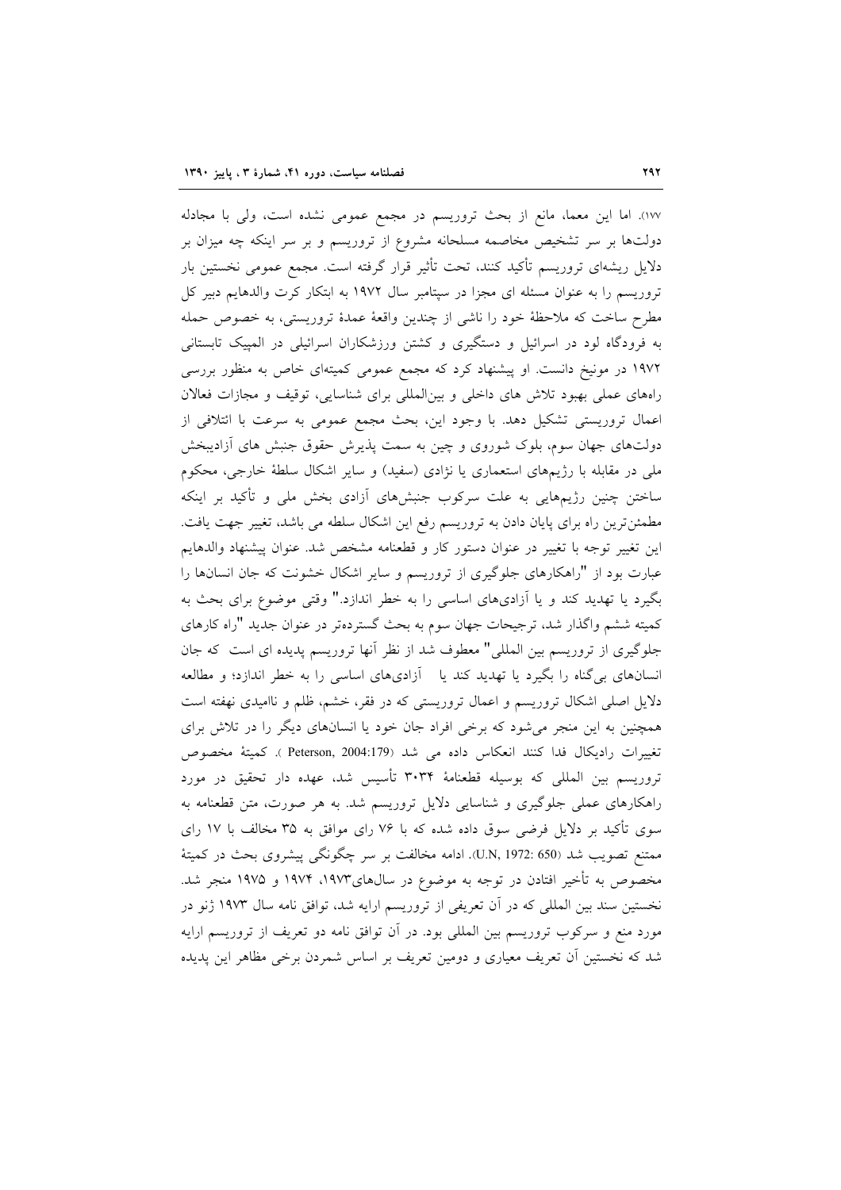۱۷۷). اما این معما، مانع از بحث تروریسم در مجمع عمومی نشده است، ولی با مجادله دولت‌ها بر سر تشخیص مخاصمه مسلحانه مشروع از تروریسم و بر سر اینکه چه میزان بر دلایل ریشه‌ای تروریسم تأکید کنند، تحت تأثیر قرار گرفته است. مجمع عمومی نخستین بار تروریسم را به عنوان مسئله ای مجزا در سپتامبر سال ۱۹۷۲ به ابتکار کرت والدهایم دبیر کل مطرح ساخت که ملاحظهٔ خود را ناشی از چندین واقعهٔ عمدهٔ تروریستی، به خصوص حمله به فرودگاه لود در اسرائیل و دستگیری و کشتن ورزشکاران اسرائیلی در المپیک تابستانی ۱۹۷۲ در مونیخ دانست. او پیشنهاد کرد که مجمع عمومی کمیته‌ای خاص به منظور بررسی راه‌های عملی بهبود تلاش های داخلی و بین‌المللی برای شناسایی، توقیف و مجازات فعالان اعمال تروریستی تشکیل دهد. با وجود این، بحث مجمع عمومی به سرعت با ائتلافی از دولت‌های جهان سوم، بلوک شوروی و چین به سمت پذیرش حقوق جنبش های آزادیبخش ملی در مقابله با رژیم‌های استعماری یا نژادی (سفید) و سایر اشکال سلطهٔ خارجی، محکوم ساختن چنین رژیم‌هایی به علت سرکوب جنبش‌های آزادی بخش ملی و تأکید بر اینکه مطمئن‌ترین راه برای پایان دادن به تروریسم رفع این اشکال سلطه می باشد، تغییر جهت یافت. این تغییر توجه با تغییر در عنوان دستور کار و قطعنامه مشخص شد. عنوان پیشنهاد والدهایم عبارت بود از "راهکارهای جلوگیری از تروریسم و سایر اشکال خشونت که جان انسان‌ها را بگیرد یا تهدید کند و یا آزادی‌های اساسی را به خطر اندازد." وقتی موضوع برای بحث به کمیته ششم واگذار شد، ترجیحات جهان سوم به بحث گسترده‌تر در عنوان جدید "راه کارهای جلوگیری از تروریسم بین المللی" معطوف شد از نظر آنها تروریسم پدیده ای است که جان انسان‌های بی‌گناه را بگیرد یا تهدید کند یا آزادی‌های اساسی را به خطر اندازد؛ و مطالعه دلایل اصلی اشکال تروریسم و اعمال تروریستی که در فقر، خشم، ظلم و ناامیدی نهفته است همچنین به این منجر می‌شود که برخی افراد جان خود یا انسان‌های دیگر را در تلاش برای تغییرات رادیکال فدا کنند انعکاس داده می شد (Peterson, 2004:179 ). کمیتهٔ مخصوص تروریسم بین المللی که بوسیله قطعنامهٔ ۳۰۳۴ تأسیس شد، عهده دار تحقیق در مورد راهکارهای عملی جلوگیری و شناسایی دلایل تروریسم شد. به هر صورت، متن قطعنامه به سوی تأکید بر دلایل فرضی سوق داده شده که با ۷۶ رای موافق به ۳۵ مخالف با ۱۷ رای ممتنع تصویب شد (U.N, 1972: 650). ادامه مخالفت بر سر چگونگی پیشروی بحث در کمیتهٔ مخصوص به تأخیر افتادن در توجه به موضوع در سال‌های۱۹۷۳، ۱۹۷۴ و ۱۹۷۵ منجر شد. نخستین سند بین المللی که در آن تعریفی از تروریسم ارایه شد، توافق نامه سال ۱۹۷۳ ژنو در مورد منع و سرکوب تروریسم بین المللی بود. در آن توافق نامه دو تعریف از تروریسم ارایه شد که نخستین آن تعریف معیاری و دومین تعریف بر اساس شمردن برخی مظاهر این پدیده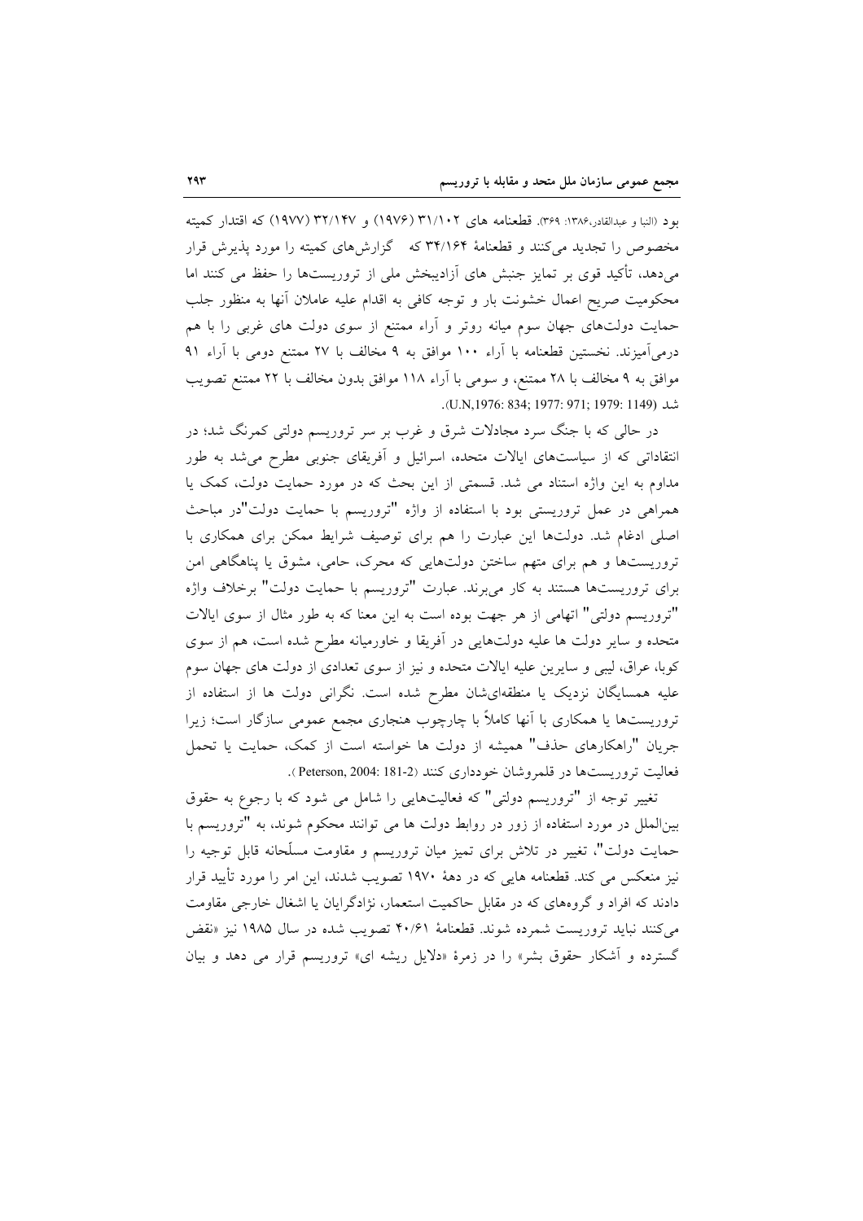بود (النبا و عبدالقادر،۱۳۸۶: ۳۶۹). قطعنامه های ۳۱/۱۰۲ (۱۹۷۶) و ۳۲/۱۴۷ (۱۹۷۷) که اقتدار کمیته مخصوص را تجدید می‌کنند و قطعنامهٔ ۳۴/۱۶۴ که گزارش‌های کمیته را مورد پذیرش قرار می‌دهد، تأکید قوی بر تمایز جنبش های آزادیبخش ملی از تروریست‌ها را حفظ می کنند اما محکومیت صریح اعمال خشونت بار و توجه کافی به اقدام علیه عاملان آنها به منظور جلب حمایت دولت‌های جهان سوم میانه روتر و آراء ممتنع از سوی دولت های غربی را با هم درمی‌آمیزند. نخستین قطعنامه با آراء ۱۰۰ موافق به ۹ مخالف با ۲۷ ممتنع دومی با آراء ۹۱ موافق به ۹ مخالف با ۲۸ ممتنع، و سومی با آراء ۱۱۸ موافق بدون مخالف با ۲۲ ممتنع تصویب شد (U.N,1976: 834; 1977: 971; 1979: 1149).

در حالی که با جنگ سرد مجادلات شرق و غرب بر سر تروریسم دولتی کمرنگ شد؛ در انتقاداتی که از سیاست‌های ایالات متحده، اسرائیل و آفریقای جنوبی مطرح می‌شد به طور مداوم به این واژه استناد می شد. قسمتی از این بحث که در مورد حمایت دولت، کمک یا همراهی در عمل تروریستی بود با استفاده از واژه "تروریسم با حمایت دولت"در مباحث اصلی ادغام شد. دولت‌ها این عبارت را هم برای توصیف شرایط ممکن برای همکاری با تروریست‌ها و هم برای متهم ساختن دولت‌هایی که محرک، حامی، مشوق یا پناهگاهی امن برای تروریست‌ها هستند به کار می‌برند. عبارت "تروریسم با حمایت دولت" برخلاف واژه "تروریسم دولتی" اتهامی از هر جهت بوده است به این معنا که به طور مثال از سوی ایالات متحده و سایر دولت ها علیه دولت‌هایی در آفریقا و خاورمیانه مطرح شده است، هم از سوی کوبا، عراق، لیبی و سایرین علیه ایالات متحده و نیز از سوی تعدادی از دولت های جهان سوم علیه همسایگان نزدیک یا منطقه‌ای‌شان مطرح شده است. نگرانی دولت ها از استفاده از تروریست‌ها یا همکاری با آنها کاملاً با چارچوب هنجاری مجمع عمومی سازگار است؛ زیرا جریان "راهکارهای حذف" همیشه از دولت ها خواسته است از کمک، حمایت یا تحمل فعالیت تروریست‌ها در قلمروشان خودداری کنند (Peterson, 2004: 181-2).

تغییر توجه از "تروریسم دولتی" که فعالیت‌هایی را شامل می شود که با رجوع به حقوق بین‌الملل در مورد استفاده از زور در روابط دولت ها می توانند محکوم شوند، به "تروریسم با حمایت دولت"، تغییر در تلاش برای تمیز میان تروریسم و مقاومت مسلّحانه قابل توجیه را نیز منعکس می کند. قطعنامه هایی که در دههٔ ۱۹۷۰ تصویب شدند، این امر را مورد تأیید قرار دادند که افراد و گروه‌های که در مقابل حاکمیت استعمار، نژادگرایان یا اشغال خارجی مقاومت می‌کنند نباید تروریست شمرده شوند. قطعنامهٔ ۴۰/۶۱ نیز تصویب شده در سال ۱۹۸۵ نیز «نقض گسترده و آشکار حقوق بشر» را در زمرهٔ «دلایل ریشه ای» تروریسم قرار می دهد و بیان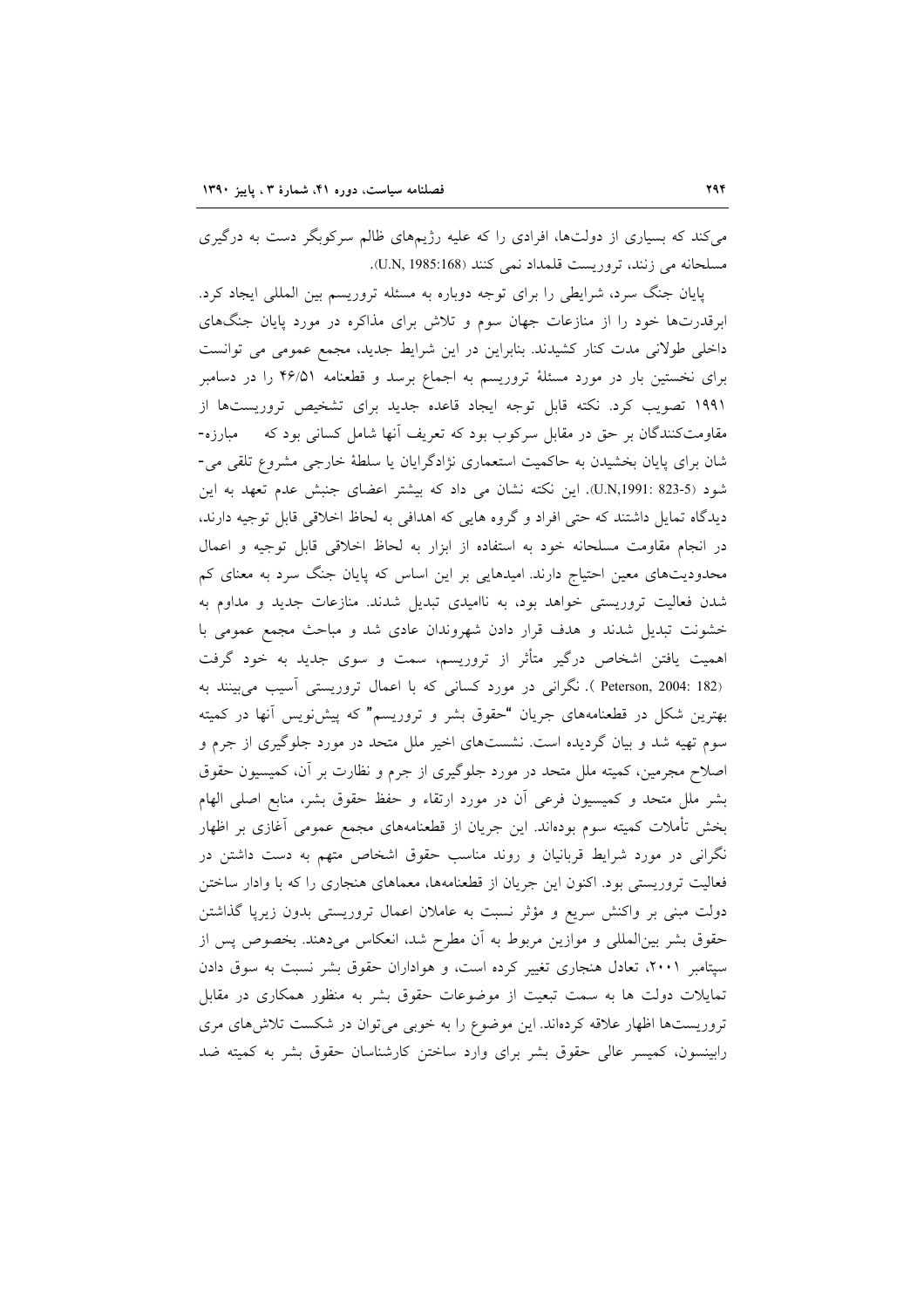می‌کند که بسیاری از دولت‌ها، افرادی را که علیه رژیم‌های ظالم سرکوبگر دست به درگیری مسلحانه می زنند، تروریست قلمداد نمی کنند (U.N, 1985:168).

پایان جنگ سرد، شرایطی را برای توجه دوباره به مسئله تروریسم بین المللی ایجاد کرد. ابرقدرت‌ها خود را از منازعات جهان سوم و تلاش برای مذاکره در مورد پایان جنگ‌های داخلی طولانی مدت کنار کشیدند. بنابراین در این شرایط جدید، مجمع عمومی می توانست برای نخستین بار در مورد مسئلهٔ تروریسم به اجماع برسد و قطعنامه ۴۶/۵۱ را در دسامبر ۱۹۹۱ تصویب کرد. نکته قابل توجه ایجاد قاعده جدید برای تشخیص تروریست‌ها از مقاومت‌کنندگان بر حق در مقابل سرکوب بود که تعریف آنها شامل کسانی بود که مبارزه‌شان برای پایان بخشیدن به حاکمیت استعماری نژادگرایان یا سلطهٔ خارجی مشروع تلقی می‌شود (U.N,1991: 823-5). این نکته نشان می داد که بیشتر اعضای جنبش عدم تعهد به این دیدگاه تمایل داشتند که حتی افراد و گروه هایی که اهدافی به لحاظ اخلاقی قابل توجیه دارند، در انجام مقاومت مسلحانه خود به استفاده از ابزار به لحاظ اخلاقی قابل توجیه و اعمال محدودیت‌های معین احتیاج دارند. امیدهایی بر این اساس که پایان جنگ سرد به معنای کم شدن فعالیت تروریستی خواهد بود، به ناامیدی تبدیل شدند. منازعات جدید و مداوم به خشونت تبدیل شدند و هدف قرار دادن شهروندان عادی شد و مباحث مجمع عمومی با اهمیت یافتن اشخاص درگیر متأثر از تروریسم، سمت و سوی جدید به خود گرفت (Peterson, 2004: 182). نگرانی در مورد کسانی که با اعمال تروریستی آسیب می‌بینند به بهترین شکل در قطعنامه‌های جریان "حقوق بشر و تروریسم" که پیش‌نویس آنها در کمیته سوم تهیه شد و بیان گردیده است. نشست‌های اخیر ملل متحد در مورد جلوگیری از جرم و اصلاح مجرمین، کمیته ملل متحد در مورد جلوگیری از جرم و نظارت بر آن، کمیسیون حقوق بشر ملل متحد و کمیسیون فرعی آن در مورد ارتقاء و حفظ حقوق بشر، منابع اصلی الهام بخش تأملات کمیته سوم بوده‌اند. این جریان از قطعنامه‌های مجمع عمومی آغازی بر اظهار نگرانی در مورد شرایط قربانیان و روند مناسب حقوق اشخاص متهم به دست داشتن در فعالیت تروریستی بود. اکنون این جریان از قطعنامه‌ها، معماهای هنجاری را که با وادار ساختن دولت مبنی بر واکنش سریع و مؤثر نسبت به عاملان اعمال تروریستی بدون زیرپا گذاشتن حقوق بشر بین‌المللی و موازین مربوط به آن مطرح شد، انعکاس می‌دهند. بخصوص پس از سپتامبر ۲۰۰۱، تعادل هنجاری تغییر کرده است، و هواداران حقوق بشر نسبت به سوق دادن تمایلات دولت ها به سمت تبعیت از موضوعات حقوق بشر به منظور همکاری در مقابل تروریست‌ها اظهار علاقه کرده‌اند. این موضوع را به خوبی می‌توان در شکست تلاش‌های مری رابینسون، کمیسر عالی حقوق بشر برای وارد ساختن کارشناسان حقوق بشر به کمیته ضد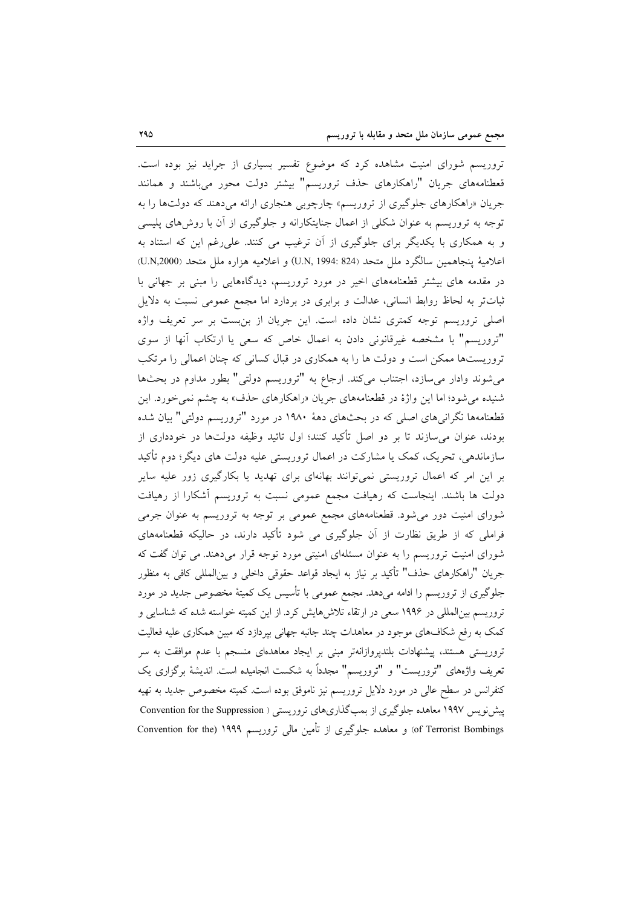تروریسم شورای امنیت مشاهده کرد که موضوع تفسیر بسیاری از جراید نیز بوده است. قعطنامه‌های جریان "راهکارهای حذف تروریسم" بیشتر دولت محور می‌باشند و همانند جریان «راهکارهای جلوگیری از تروریسم» چارچوبی هنجاری ارائه می‌دهند که دولت‌ها را به توجه به تروریسم به عنوان شکلی از اعمال جنایتکارانه و جلوگیری از آن با روش‌های پلیسی و به همکاری با یکدیگر برای جلوگیری از آن ترغیب می کنند. علی‌رغم این که استناد به اعلامیهٔ پنجاهمین سالگرد ملل متحد (U.N, 1994: 824) و اعلامیه هزاره ملل متحد (U.N,2000) در مقدمه های بیشتر قطعنامه‌های اخیر در مورد تروریسم، دیدگاه‌هایی را مبنی بر جهانی با ثبات‌تر به لحاظ روابط انسانی، عدالت و برابری در بردارد اما مجمع عمومی نسبت به دلایل اصلی تروریسم توجه کمتری نشان داده است. این جریان از بن‌بست بر سر تعریف واژه "تروریسم" با مشخصه غیرقانونی دادن به اعمال خاص که سعی یا ارتکاب آنها از سوی تروریست‌ها ممکن است و دولت ها را به همکاری در قبال کسانی که چنان اعمالی را مرتکب می‌شوند وادار می‌سازد، اجتناب می‌کند. ارجاع به "تروریسم دولتی" بطور مداوم در بحث‌ها شنیده می‌شود؛ اما این واژهٔ در قطعنامه‌های جریان «راهکارهای حذف» به چشم نمی‌خورد. این قطعنامه‌ها نگرانی‌های اصلی که در بحث‌های دههٔ ۱۹۸۰ در مورد "تروریسم دولتی" بیان شده بودند، عنوان می‌سازند تا بر دو اصل تأکید کنند؛ اول تائید وظیفه دولت‌ها در خودداری از سازماندهی، تحریک، کمک یا مشارکت در اعمال تروریستی علیه دولت های دیگر؛ دوم تأکید بر این امر که اعمال تروریستی نمی‌توانند بهانه‌ای برای تهدید یا بکارگیری زور علیه سایر دولت ها باشند. اینجاست که رهیافت مجمع عمومی نسبت به تروریسم آشکارا از رهیافت شورای امنیت دور می‌شود. قطعنامه‌های مجمع عمومی بر توجه به تروریسم به عنوان جرمی فراملی که از طریق نظارت از آن جلوگیری می شود تأکید دارند، در حالیکه قطعنامه‌های شورای امنیت تروریسم را به عنوان مسئله‌ای امنیتی مورد توجه قرار می‌دهند. می توان گفت که جریان "راهکارهای حذف" تأکید بر نیاز به ایجاد قواعد حقوقی داخلی و بین‌المللی کافی به منظور جلوگیری از تروریسم را ادامه می‌دهد. مجمع عمومی با تأسیس یک کمیتهٔ مخصوص جدید در مورد تروریسم بین‌المللی در ۱۹۹۶ سعی در ارتقاء تلاش‌هایش کرد. از این کمیته خواسته شده که شناسایی و کمک به رفع شکاف‌های موجود در معاهدات چند جانبه جهانی بپردازد که مبین همکاری علیه فعالیت تروریستی هستند، پیشنهادات بلندپروازانه‌تر مبنی بر ایجاد معاهده‌ای منسجم با عدم موافقت به سر تعریف واژه‌های "تروریست" و "تروریسم" مجدداً به شکست انجامیده است. اندیشهٔ برگزاری یک کنفرانس در سطح عالی در مورد دلایل تروریسم نیز ناموفق بوده است. کمیته مخصوص جدید به تهیه پیش‌نویس ۱۹۹۷ معاهده جلوگیری از بمب‌گذاری‌های تروریستی ( Convention for the Suppression of Terrorist Bombings) و معاهده جلوگیری از تأمین مالی تروریسم ۱۹۹۹ (Convention for the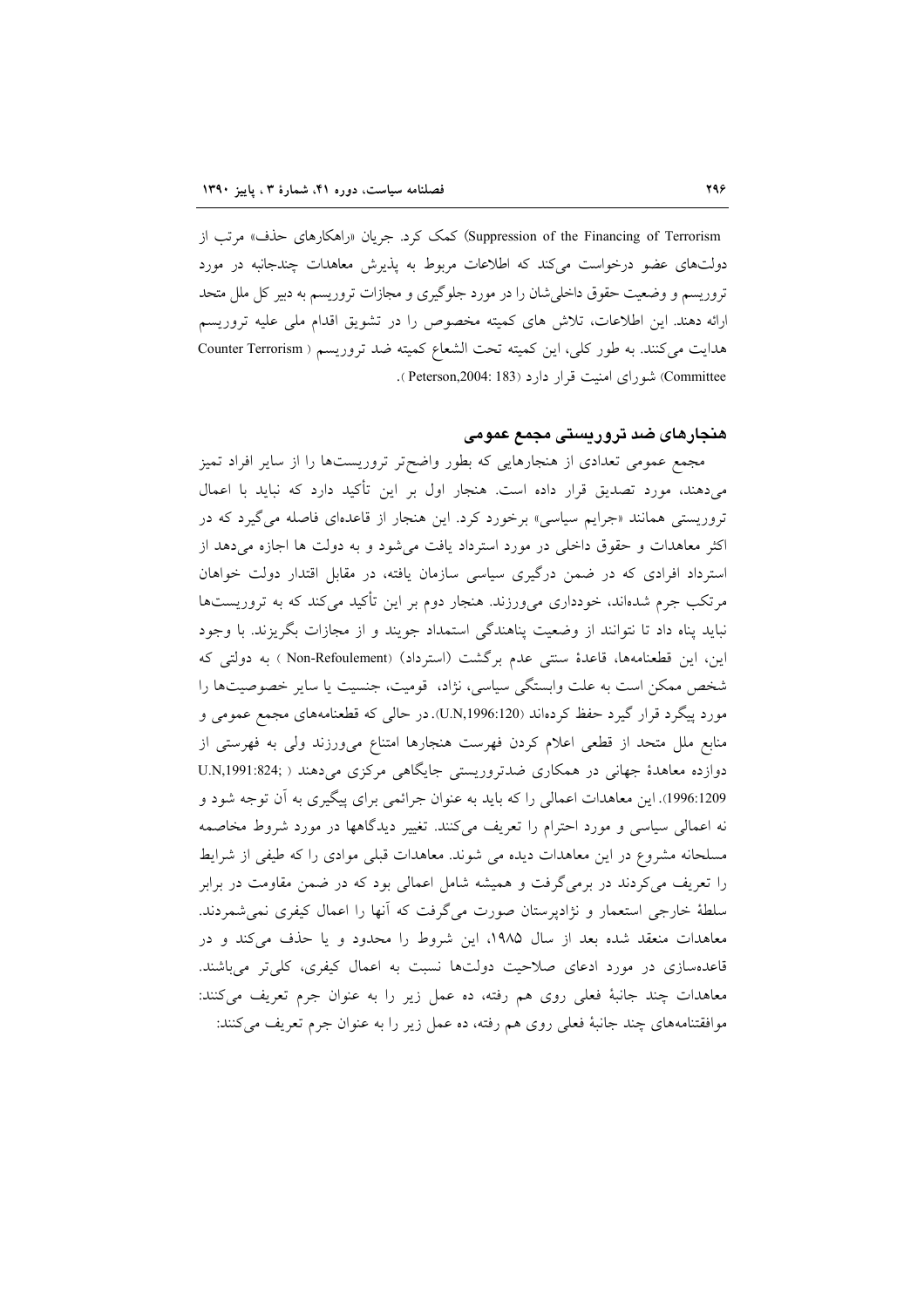Suppression of the Financing of Terrorism) کمک کرد. جریان «راهکارهای حذف» مرتب از دولت‌های عضو درخواست می‌کند که اطلاعات مربوط به پذیرش معاهدات چندجانبه در مورد تروریسم و وضعیت حقوق داخلی‌شان را در مورد جلوگیری و مجازات تروریسم به دبیر کل ملل متحد ارائه دهند. این اطلاعات، تلاش های کمیته مخصوص را در تشویق اقدام ملی علیه تروریسم هدایت می‌کنند. به طور کلی، این کمیته تحت الشعاع کمیته ضد تروریسم (Counter Terrorism Committee) شورای امنیت قرار دارد (Peterson,2004: 183).

## هنجارهای ضد تروریستی مجمع عمومی

مجمع عمومی تعدادی از هنجارهایی که بطور واضح‌تر تروریست‌ها را از سایر افراد تمیز می‌دهند، مورد تصدیق قرار داده است. هنجار اول بر این تأکید دارد که نباید با اعمال تروریستی همانند «جرایم سیاسی» برخورد کرد. این هنجار از قاعده‌ای فاصله می‌گیرد که در اکثر معاهدات و حقوق داخلی در مورد استرداد یافت می‌شود و به دولت ها اجازه می‌دهد از استرداد افرادی که در ضمن درگیری سیاسی سازمان یافته، در مقابل اقتدار دولت خواهان مرتکب جرم شده‌اند، خودداری می‌ورزند. هنجار دوم بر این تأکید می‌کند که به تروریست‌ها نباید پناه داد تا نتوانند از وضعیت پناهندگی استمداد جویند و از مجازات بگریزند. با وجود این، این قطعنامه‌ها، قاعدهٔ سنتی عدم برگشت (استرداد) (Non-Refoulement) به دولتی که شخص ممکن است به علت وابستگی سیاسی، نژاد، قومیت، جنسیت یا سایر خصوصیت‌ها را مورد پیگرد قرار گیرد حفظ کرده‌اند (U.N,1996:120). در حالی که قطعنامه‌های مجمع عمومی و منابع ملل متحد از قطعی اعلام کردن فهرست هنجارها امتناع می‌ورزند ولی به فهرستی از دوازده معاهدهٔ جهانی در همکاری ضدتروریستی جایگاهی مرکزی می‌دهند (U.N,1991:824; 1996:1209). این معاهدات اعمالی را که باید به عنوان جرائمی برای پیگیری به آن توجه شود و نه اعمالی سیاسی و مورد احترام را تعریف می‌کنند. تغییر دیدگاهها در مورد شروط مخاصمه مسلحانه مشروع در این معاهدات دیده می شوند. معاهدات قبلی موادی را که طیفی از شرایط را تعریف می‌کردند در برمی‌گرفت و همیشه شامل اعمالی بود که در ضمن مقاومت در برابر سلطهٔ خارجی استعمار و نژادپرستان صورت می‌گرفت که آنها را اعمال کیفری نمی‌شمردند. معاهدات منعقد شده بعد از سال ۱۹۸۵، این شروط را محدود و یا حذف می‌کند و در قاعده‌سازی در مورد ادعای صلاحیت دولت‌ها نسبت به اعمال کیفری، کلی‌تر می‌باشند. معاهدات چند جانبهٔ فعلی روی هم رفته، ده عمل زیر را به عنوان جرم تعریف می‌کنند: موافقتنامه‌های چند جانبهٔ فعلی روی هم رفته، ده عمل زیر را به عنوان جرم تعریف می‌کنند: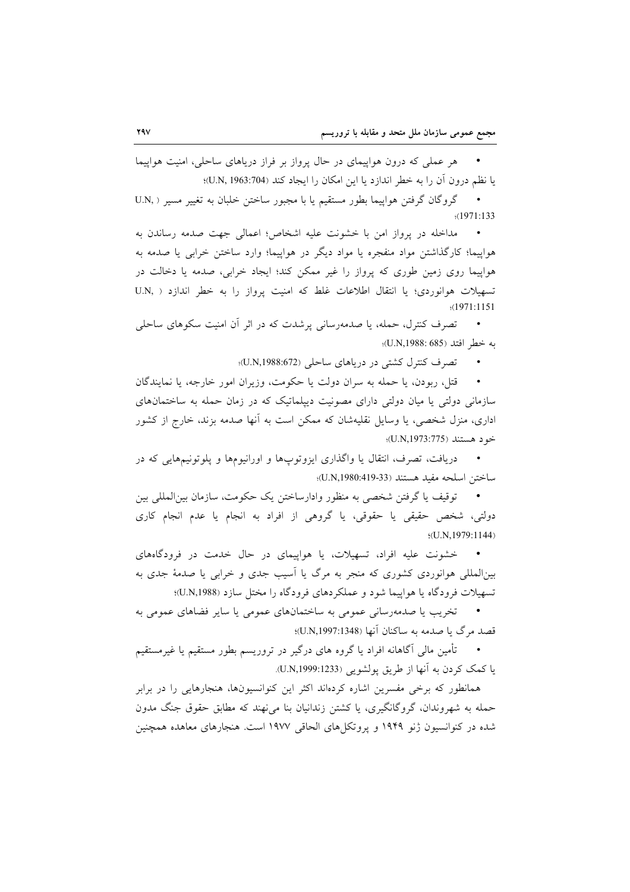- هر عملی که درون هواپیمای در حال پرواز بر فراز دریاهای ساحلی، امنیت هواپیما یا نظم درون آن را به خطر اندازد یا این امکان را ایجاد کند (U.N, 1963:704)؛
- گروگان گرفتن هواپیما بطور مستقیم یا با مجبور ساختن خلبان به تغییر مسیر (U.N, 1971:133)؛
- مداخله در پرواز امن با خشونت علیه اشخاص؛ اعمالی جهت صدمه رساندن به هواپیما؛ کارگذاشتن مواد منفجره یا مواد دیگر در هواپیما؛ وارد ساختن خرابی یا صدمه به هواپیما روی زمین طوری که پرواز را غیر ممکن کند؛ ایجاد خرابی، صدمه یا دخالت در تسهیلات هوانوردی؛ یا انتقال اطلاعات غلط که امنیت پرواز را به خطر اندازد (U.N, 1971:1151)؛
- تصرف کنترل، حمله، یا صدمه‌رسانی پرشدت که در اثر آن امنیت سکوهای ساحلی به خطر افتد (U.N,1988: 685)؛
- تصرف کنترل کشتی در دریاهای ساحلی (U.N,1988:672)؛
- قتل، ربودن، یا حمله به سران دولت یا حکومت، وزیران امور خارجه، یا نمایندگان سازمانی دولتی یا میان دولتی دارای مصونیت دیپلماتیک که در زمان حمله به ساختمان‌های اداری، منزل شخصی، یا وسایل نقلیه‌شان که ممکن است به آنها صدمه بزنند، خارج از کشور خود هستند (U.N,1973:775)؛
- دریافت، تصرف، انتقال یا واگذاری ایزوتوپ‌ها و اورانیوم‌ها و پلوتونیم‌هایی که در ساختن اسلحه مفید هستند (U.N,1980:419-33)؛
- توقیف یا گرفتن شخصی به منظور وادارساختن یک حکومت، سازمان بین‌المللی بین دولتی، شخص حقیقی یا حقوقی، یا گروهی از افراد به انجام یا عدم انجام کاری (U.N,1979:1144)؛
- خشونت علیه افراد، تسهیلات، یا هواپیمای در حال خدمت در فرودگاه‌های بین‌المللی هوانوردی کشوری که منجر به مرگ یا آسیب جدی و خرابی یا صدمهٔ جدی به تسهیلات فرودگاه یا هواپیما شود و عملکردهای فرودگاه را مختل سازد (U.N,1988)؛
- تخریب یا صدمه‌رسانی عمومی به ساختمان‌های عمومی یا سایر فضاهای عمومی به قصد مرگ یا صدمه به ساکنان آنها (U.N,1997:1348)؛
- تأمین مالی آگاهانه افراد یا گروه های درگیر در تروریسم بطور مستقیم یا غیرمستقیم یا کمک کردن به آنها از طریق پولشویی (U.N,1999:1233).

همانطور که برخی مفسرین اشاره کرده‌اند اکثر این کنوانسیون‌ها، هنجارهایی را در برابر حمله به شهروندان، گروگانگیری، یا کشتن زندانیان بنا می‌نهند که مطابق حقوق جنگ مدون شده در کنوانسیون ژنو ۱۹۴۹ و پروتکل‌های الحاقی ۱۹۷۷ است. هنجارهای معاهده همچنین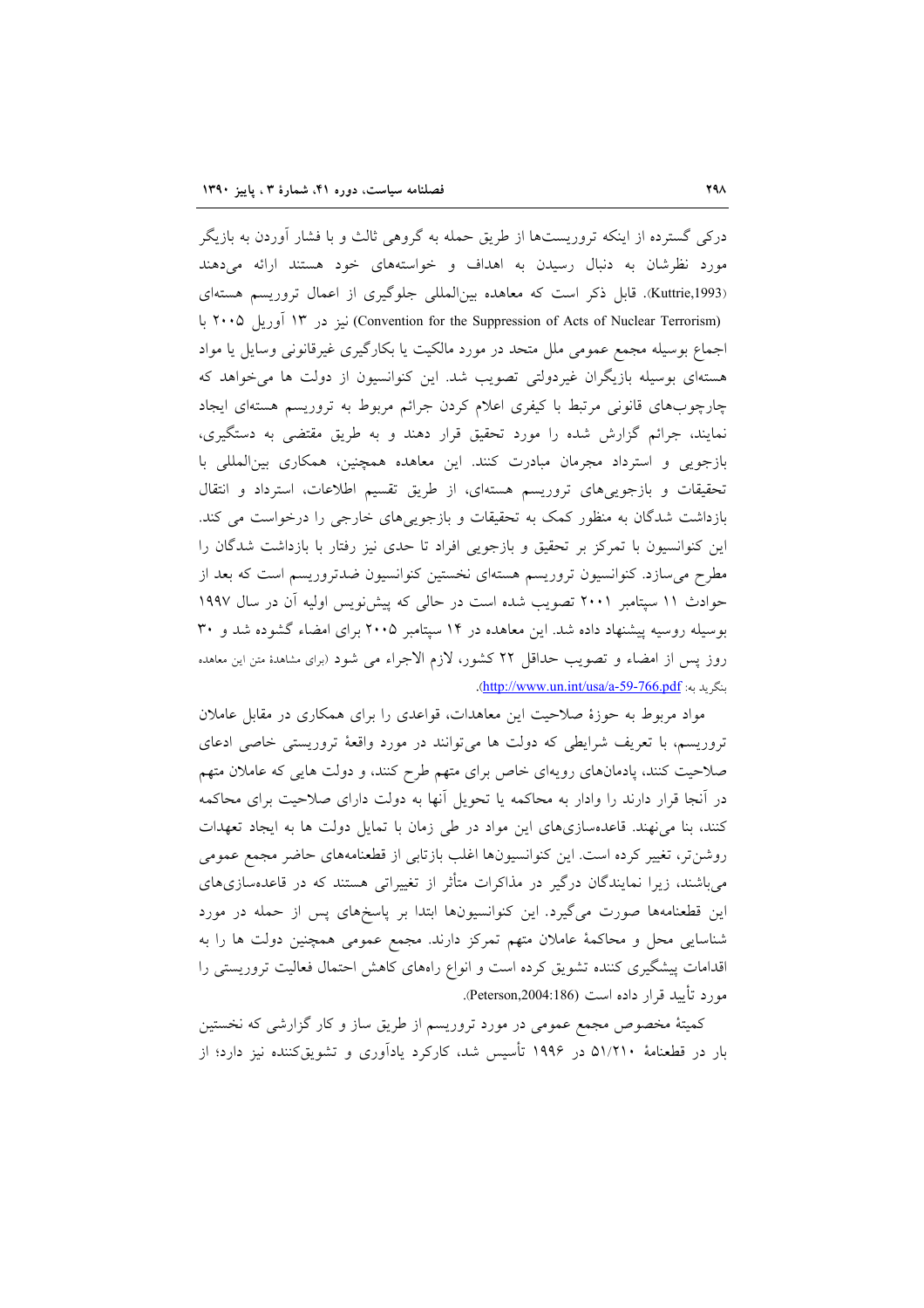درکی گسترده از اینکه تروریست‌ها از طریق حمله به گروهی ثالث و با فشار آوردن به بازیگر مورد نظرشان به دنبال رسیدن به اهداف و خواسته‌های خود هستند ارائه می‌دهند (Kuttrie,1993). قابل ذکر است که معاهده بین‌المللی جلوگیری از اعمال تروریسم هسته‌ای (Convention for the Suppression of Acts of Nuclear Terrorism) نیز در ۱۳ آوریل ۲۰۰۵ با اجماع بوسیله مجمع عمومی ملل متحد در مورد مالکیت یا بکارگیری غیرقانونی وسایل یا مواد هسته‌ای بوسیله بازیگران غیردولتی تصویب شد. این کنوانسیون از دولت ها می‌خواهد که چارچوب‌های قانونی مرتبط با کیفری اعلام کردن جرائم مربوط به تروریسم هسته‌ای ایجاد نمایند، جرائم گزارش شده را مورد تحقیق قرار دهند و به طریق مقتضی به دستگیری، بازجویی و استرداد مجرمان مبادرت کنند. این معاهده همچنین، همکاری بین‌المللی با تحقیقات و بازجویی‌های تروریسم هسته‌ای، از طریق تقسیم اطلاعات، استرداد و انتقال بازداشت شدگان به منظور کمک به تحقیقات و بازجویی‌های خارجی را درخواست می کند. این کنوانسیون با تمرکز بر تحقیق و بازجویی افراد تا حدی نیز رفتار با بازداشت شدگان را مطرح می‌سازد. کنوانسیون تروریسم هسته‌ای نخستین کنوانسیون ضدتروریسم است که بعد از حوادث ۱۱ سپتامبر ۲۰۰۱ تصویب شده است در حالی که پیش‌نویس اولیه آن در سال ۱۹۹۷ بوسیله روسیه پیشنهاد داده شد. این معاهده در ۱۴ سپتامبر ۲۰۰۵ برای امضاء گشوده شد و ۳۰ روز پس از امضاء و تصویب حداقل ۲۲ کشور، لازم الاجراء می شود (برای مشاهدهٔ متن این معاهده بنگرید به: http://www.un.int/usa/a-59-766.pdf).

مواد مربوط به حوزهٔ صلاحیت این معاهدات، قواعدی را برای همکاری در مقابل عاملان تروریسم، با تعریف شرایطی که دولت ها می‌توانند در مورد واقعهٔ تروریستی خاصی ادعای صلاحیت کنند، پادمان‌های رویه‌ای خاص برای متهم طرح کنند، و دولت هایی که عاملان متهم در آنجا قرار دارند را وادار به محاکمه یا تحویل آنها به دولت دارای صلاحیت برای محاکمه کنند، بنا می‌نهند. قاعده‌سازی‌های این مواد در طی زمان با تمایل دولت ها به ایجاد تعهدات روشن‌تر، تغییر کرده است. این کنوانسیون‌ها اغلب بازتابی از قطعنامه‌های حاضر مجمع عمومی می‌باشند، زیرا نمایندگان درگیر در مذاکرات متأثر از تغییراتی هستند که در قاعده‌سازی‌های این قطعنامه‌ها صورت می‌گیرد. این کنوانسیون‌ها ابتدا بر پاسخ‌های پس از حمله در مورد شناسایی محل و محاکمهٔ عاملان متهم تمرکز دارند. مجمع عمومی همچنین دولت ها را به اقدامات پیشگیری کننده تشویق کرده است و انواع راه‌های کاهش احتمال فعالیت تروریستی را مورد تأیید قرار داده است (Peterson,2004:186).

کمیتهٔ مخصوص مجمع عمومی در مورد تروریسم از طریق ساز و کار گزارشی که نخستین بار در قطعنامهٔ ۵۱/۲۱۰ در ۱۹۹۶ تأسیس شد، کارکرد یادآوری و تشویق‌کننده نیز دارد؛ از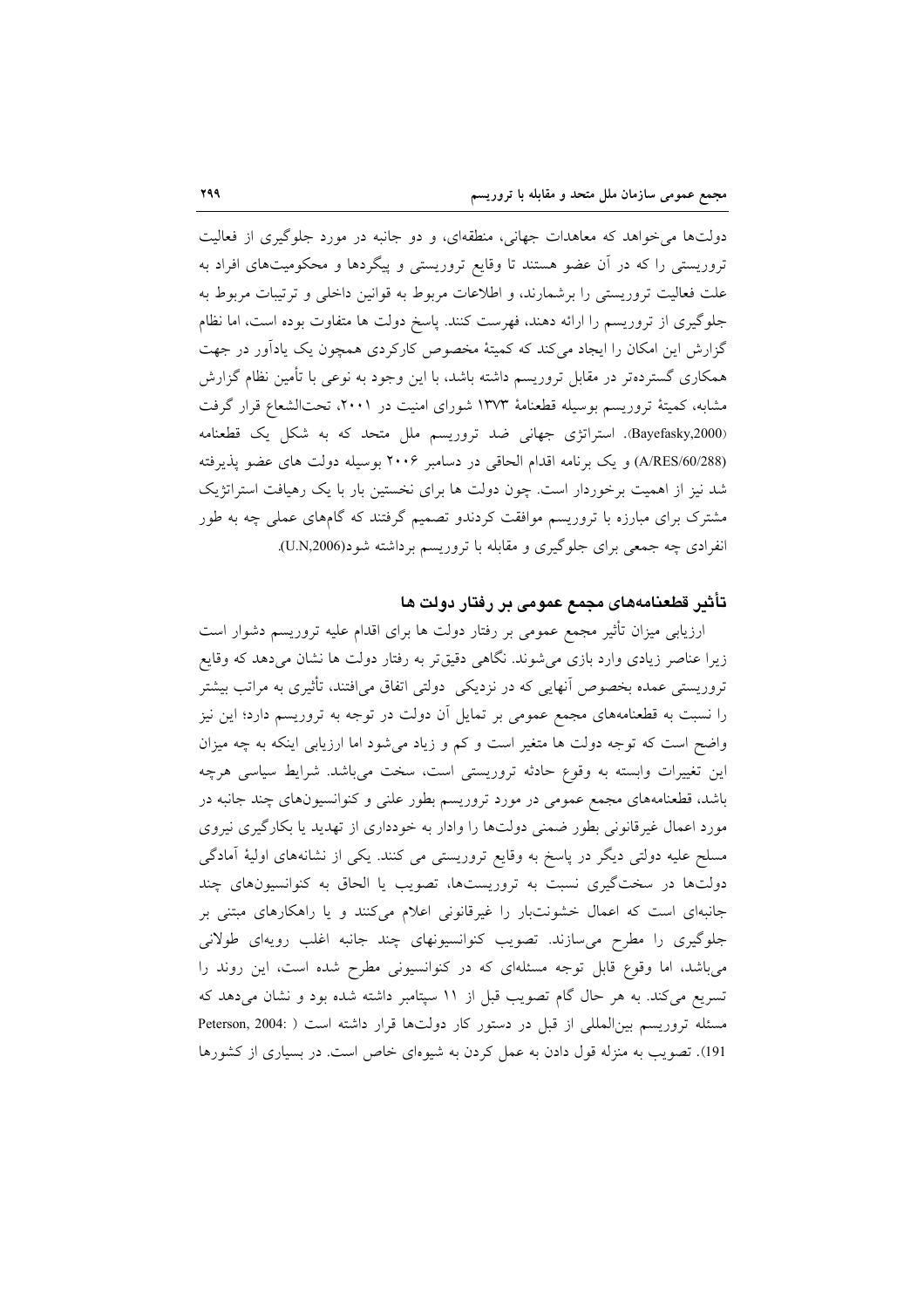دولت‌ها می‌خواهد که معاهدات جهانی، منطقه‌ای، و دو جانبه در مورد جلوگیری از فعالیت تروریستی را که در آن عضو هستند تا وقایع تروریستی و پیگردها و محکومیت‌های افراد به علت فعالیت تروریستی را برشمارند، و اطلاعات مربوط به قوانین داخلی و ترتیبات مربوط به جلوگیری از تروریسم را ارائه دهند، فهرست کنند. پاسخ دولت ها متفاوت بوده است، اما نظام گزارش این امکان را ایجاد می‌کند که کمیتهٔ مخصوص کارکردی همچون یک یادآور در جهت همکاری گسترده‌تر در مقابل تروریسم داشته باشد، با این وجود به نوعی با تأمین نظام گزارش مشابه، کمیتهٔ تروریسم بوسیله قطعنامهٔ ۱۳۷۳ شورای امنیت در ۲۰۰۱، تحت‌الشعاع قرار گرفت (Bayefasky,2000). استراتژی جهانی ضد تروریسم ملل متحد که به شکل یک قطعنامه (A/RES/60/288) و یک برنامه اقدام الحاقی در دسامبر ۲۰۰۶ بوسیله دولت های عضو پذیرفته شد نیز از اهمیت برخوردار است. چون دولت ها برای نخستین بار با یک رهیافت استراتژیک مشترک برای مبارزه با تروریسم موافقت کردندو تصمیم گرفتند که گام‌های عملی چه به طور انفرادی چه جمعی برای جلوگیری و مقابله با تروریسم برداشته شود(U.N,2006).

## تأثیر قطعنامه‌های مجمع عمومی بر رفتار دولت ها

ارزیابی میزان تأثیر مجمع عمومی بر رفتار دولت ها برای اقدام علیه تروریسم دشوار است زیرا عناصر زیادی وارد بازی می‌شوند. نگاهی دقیق‌تر به رفتار دولت ها نشان می‌دهد که وقایع تروریستی عمده بخصوص آنهایی که در نزدیکی دولتی اتفاق می‌افتند، تأثیری به مراتب بیشتر را نسبت به قطعنامه‌های مجمع عمومی بر تمایل آن دولت در توجه به تروریسم دارد؛ این نیز واضح است که توجه دولت ها متغیر است و کم و زیاد می‌شود اما ارزیابی اینکه به چه میزان این تغییرات وابسته به وقوع حادثه تروریستی است، سخت می‌باشد. شرایط سیاسی هرچه باشد، قطعنامه‌های مجمع عمومی در مورد تروریسم بطور علنی و کنوانسیون‌های چند جانبه در مورد اعمال غیرقانونی بطور ضمنی دولت‌ها را وادار به خودداری از تهدید یا بکارگیری نیروی مسلح علیه دولتی دیگر در پاسخ به وقایع تروریستی می کنند. یکی از نشانه‌های اولیهٔ آمادگی دولت‌ها در سخت‌گیری نسبت به تروریست‌ها، تصویب یا الحاق به کنوانسیون‌های چند جانبه‌ای است که اعمال خشونت‌بار را غیرقانونی اعلام می‌کنند و یا راهکارهای مبتنی بر جلوگیری را مطرح می‌سازند. تصویب کنوانسیونهای چند جانبه اغلب رویه‌ای طولانی می‌باشد، اما وقوع قابل توجه مسئله‌ای که در کنوانسیونی مطرح شده است، این روند را تسریع می‌کند. به هر حال گام تصویب قبل از ۱۱ سپتامبر داشته شده بود و نشان می‌دهد که مسئله تروریسم بین‌المللی از قبل در دستور کار دولت‌ها قرار داشته است ( Peterson, 2004: 191). تصویب به منزله قول دادن به عمل کردن به شیوه‌ای خاص است. در بسیاری از کشورها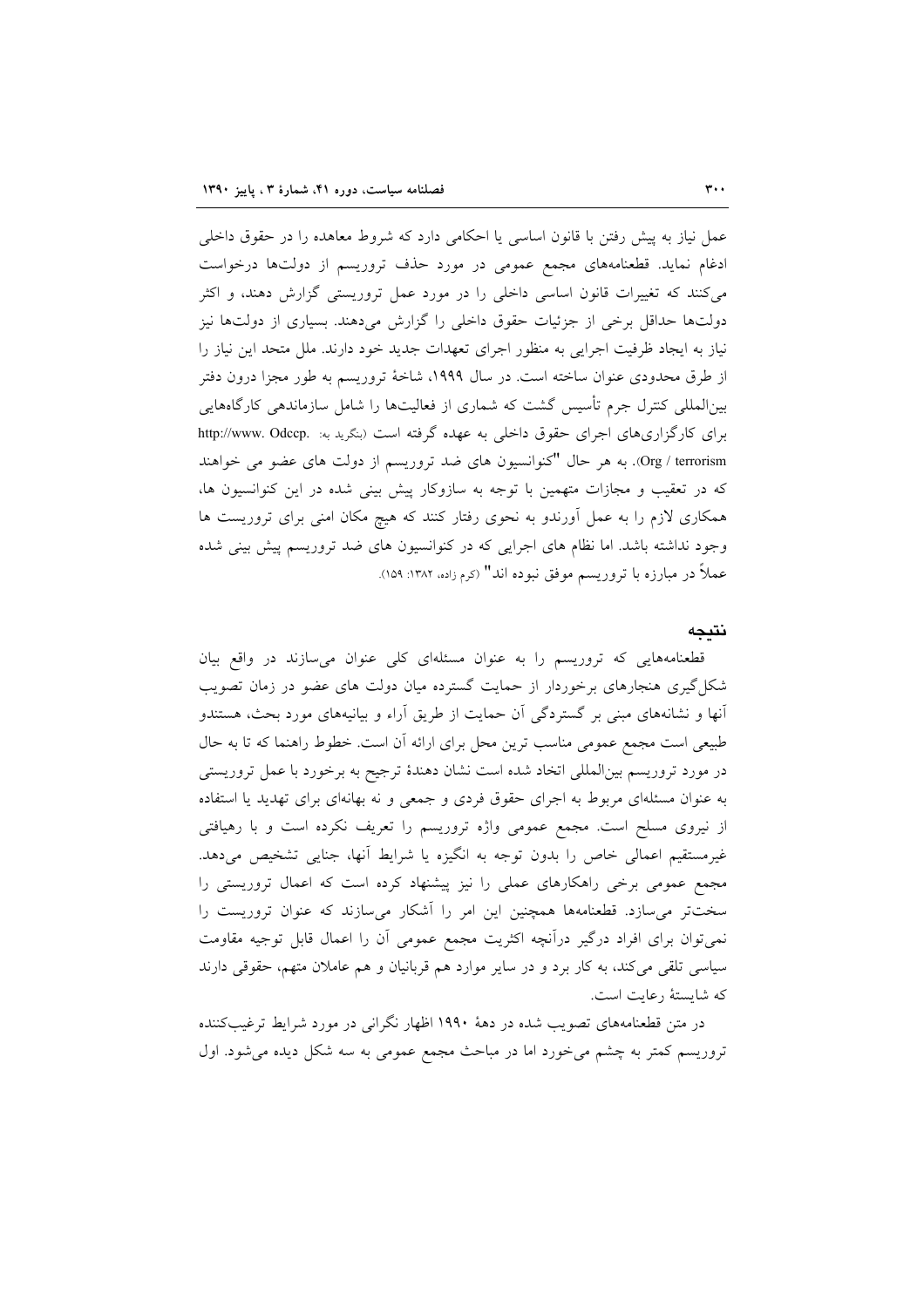عمل نیاز به پیش رفتن با قانون اساسی یا احکامی دارد که شروط معاهده را در حقوق داخلی ادغام نماید. قطعنامه‌های مجمع عمومی در مورد حذف تروریسم از دولت‌ها درخواست می‌کنند که تغییرات قانون اساسی داخلی را در مورد عمل تروریستی گزارش دهند، و اکثر دولت‌ها حداقل برخی از جزئیات حقوق داخلی را گزارش می‌دهند. بسیاری از دولت‌ها نیز نیاز به ایجاد ظرفیت اجرایی به منظور اجرای تعهدات جدید خود دارند. ملل متحد این نیاز را از طرق محدودی عنوان ساخته است. در سال ۱۹۹۹، شاخهٔ تروریسم به طور مجزا درون دفتر بین‌المللی کنترل جرم تأسیس گشت که شماری از فعالیت‌ها را شامل سازماندهی کارگاه‌هایی برای کارگزاری‌های اجرای حقوق داخلی به عهده گرفته است (بنگرید به: http://www. Odccp. Org / terrorism). به هر حال "کنوانسیون های ضد تروریسم از دولت های عضو می خواهند که در تعقیب و مجازات متهمین با توجه به سازوکار پیش بینی شده در این کنوانسیون ها، همکاری لازم را به عمل آورندو به نحوی رفتار کنند که هیچ مکان امنی برای تروریست ها وجود نداشته باشد. اما نظام های اجرایی که در کنوانسیون های ضد تروریسم پیش بینی شده عملاً در مبارزه با تروریسم موفق نبوده اند" (کرم زاده، ۱۳۸۲: ۱۵۹).

## نتیجه

قطعنامه‌هایی که تروریسم را به عنوان مسئله‌ای کلی عنوان می‌سازند در واقع بیان شکل‌گیری هنجارهای برخوردار از حمایت گسترده میان دولت های عضو در زمان تصویب آنها و نشانه‌های مبنی بر گستردگی آن حمایت از طریق آراء و بیانیه‌های مورد بحث، هستندو طبیعی است مجمع عمومی مناسب ترین محل برای ارائه آن است. خطوط راهنما که تا به حال در مورد تروریسم بین‌المللی اتخاذ شده است نشان دهندهٔ ترجیح به برخورد با عمل تروریستی به عنوان مسئله‌ای مربوط به اجرای حقوق فردی و جمعی و نه بهانه‌ای برای تهدید یا استفاده از نیروی مسلح است. مجمع عمومی واژه تروریسم را تعریف نکرده است و با رهیافتی غیرمستقیم اعمالی خاص را بدون توجه به انگیزه یا شرایط آنها، جنایی تشخیص می‌دهد. مجمع عمومی برخی راهکارهای عملی را نیز پیشنهاد کرده است که اعمال تروریستی را سخت‌تر می‌سازد. قطعنامه‌ها همچنین این امر را آشکار می‌سازند که عنوان تروریست را نمی‌توان برای افراد درگیر درآنچه اکثریت مجمع عمومی آن را اعمال قابل توجیه مقاومت سیاسی تلقی می‌کند، به کار برد و در سایر موارد هم قربانیان و هم عاملان متهم، حقوقی دارند که شایستهٔ رعایت است.

در متن قطعنامه‌های تصویب شده در دههٔ ۱۹۹۰ اظهار نگرانی در مورد شرایط ترغیب‌کننده تروریسم کمتر به چشم می‌خورد اما در مباحث مجمع عمومی به سه شکل دیده می‌شود. اول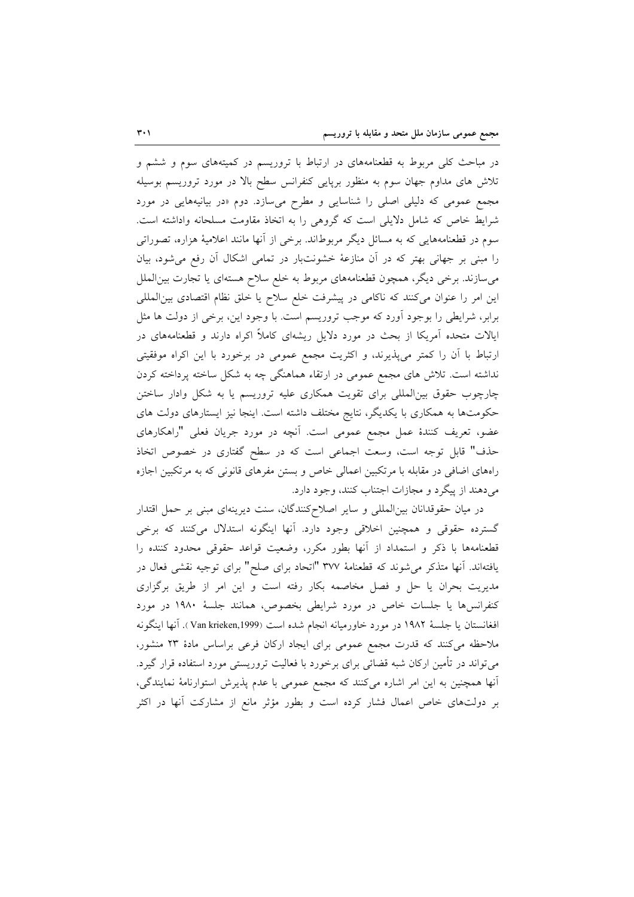در مباحث کلی مربوط به قطعنامه‌های در ارتباط با تروریسم در کمیته‌های سوم و ششم و تلاش های مداوم جهان سوم به منظور برپایی کنفرانس سطح بالا در مورد تروریسم بوسیله مجمع عمومی که دلیلی اصلی را شناسایی و مطرح می‌سازد. دوم «در بیانیه‌هایی در مورد شرایط خاص که شامل دلایلی است که گروهی را به اتخاذ مقاومت مسلحانه واداشته است. سوم در قطعنامه‌هایی که به مسائل دیگر مربوط‌اند. برخی از آنها مانند اعلامیهٔ هزاره، تصوراتی را مبنی بر جهانی بهتر که در آن منازعهٔ خشونت‌بار در تمامی اشکال آن رفع می‌شود، بیان می‌سازند. برخی دیگر، همچون قطعنامه‌های مربوط به خلع سلاح هسته‌ای یا تجارت بین‌الملل این امر را عنوان می‌کنند که ناکامی در پیشرفت خلع سلاح یا خلق نظام اقتصادی بین‌المللی برابر، شرایطی را بوجود آورد که موجب تروریسم است. با وجود این، برخی از دولت ها مثل ایالات متحده آمریکا از بحث در مورد دلایل ریشه‌ای کاملاً اکراه دارند و قطعنامه‌های در ارتباط با آن را کمتر می‌پذیرند، و اکثریت مجمع عمومی در برخورد با این اکراه موفقیتی نداشته است. تلاش های مجمع عمومی در ارتقاء هماهنگی چه به شکل ساخته پرداخته کردن چارچوب حقوق بین‌المللی برای تقویت همکاری علیه تروریسم یا به شکل وادار ساختن حکومت‌ها به همکاری با یکدیگر، نتایج مختلف داشته است. اینجا نیز ایستارهای دولت های عضو، تعریف کنندهٔ عمل مجمع عمومی است. آنچه در مورد جریان فعلی "راهکارهای حذف" قابل توجه است، وسعت اجماعی است که در سطح گفتاری در خصوص اتخاذ راه‌های اضافی در مقابله با مرتکبین اعمالی خاص و بستن مفرهای قانونی که به مرتکبین اجازه می‌دهند از پیگرد و مجازات اجتناب کنند، وجود دارد.

در میان حقوقدانان بین‌المللی و سایر اصلاح‌کنندگان، سنت دیرینه‌ای مبنی بر حمل اقتدار گسترده حقوقی و همچنین اخلاقی وجود دارد. آنها اینگونه استدلال می‌کنند که برخی قطعنامه‌ها با ذکر و استمداد از آنها بطور مکرر، وضعیت قواعد حقوقی محدود کننده را یافته‌اند. آنها متذکر می‌شوند که قطعنامهٔ ۳۷۷ "اتحاد برای صلح" برای توجیه نقشی فعال در مدیریت بحران یا حل و فصل مخاصمه بکار رفته است و این امر از طریق برگزاری کنفرانس‌ها یا جلسات خاص در مورد شرایطی بخصوص، همانند جلسهٔ ۱۹۸۰ در مورد افغانستان یا جلسهٔ ۱۹۸۲ در مورد خاورمیانه انجام شده است (Van krieken,1999). آنها اینگونه ملاحظه می‌کنند که قدرت مجمع عمومی برای ایجاد ارکان فرعی براساس مادهٔ ۲۳ منشور، می‌تواند در تأمین ارکان شبه قضائی برای برخورد با فعالیت تروریستی مورد استفاده قرار گیرد. آنها همچنین به این امر اشاره می‌کنند که مجمع عمومی با عدم پذیرش استوارنامهٔ نمایندگی، بر دولت‌های خاص اعمال فشار کرده است و بطور مؤثر مانع از مشارکت آنها در اکثر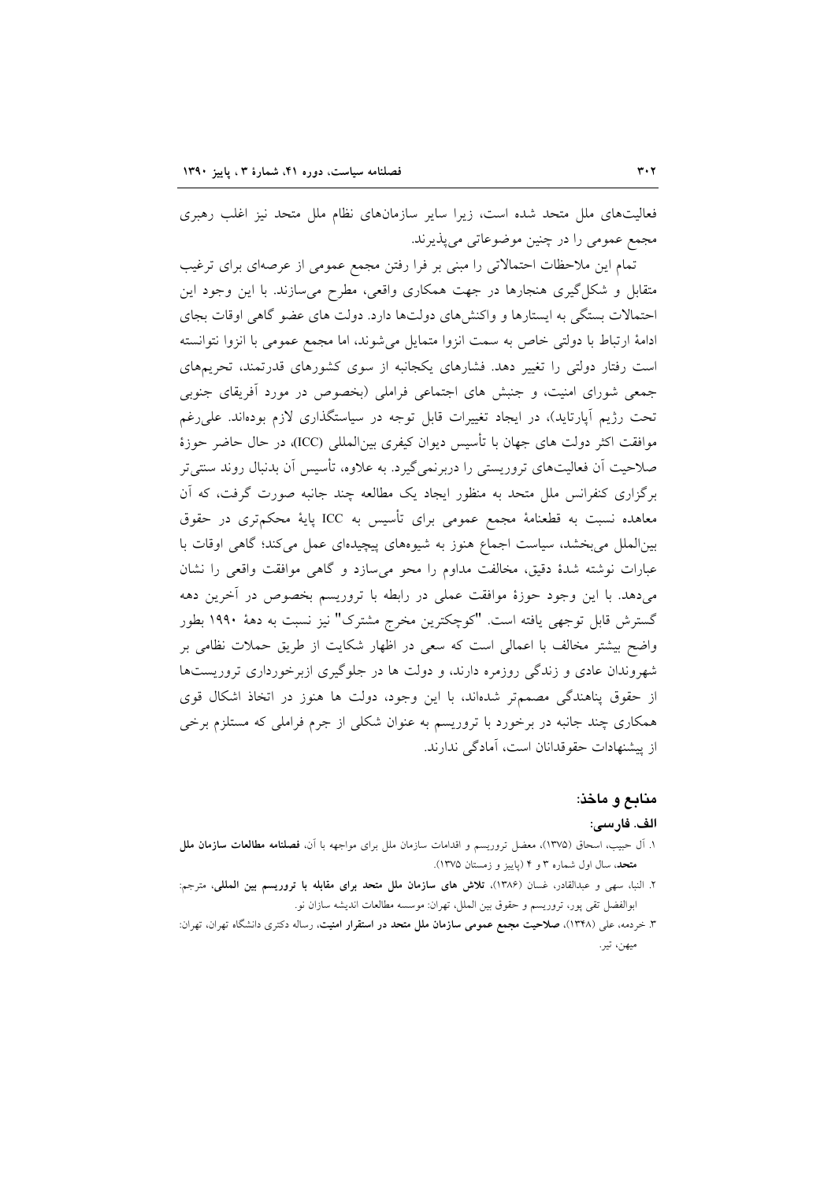فعالیت‌های ملل متحد شده است، زیرا سایر سازمان‌های نظام ملل متحد نیز اغلب رهبری مجمع عمومی را در چنین موضوعاتی می‌پذیرند.

تمام این ملاحظات احتمالاتی را مبنی بر فرا رفتن مجمع عمومی از عرصه‌ای برای ترغیب متقابل و شکل‌گیری هنجارها در جهت همکاری واقعی، مطرح می‌سازند. با این وجود این احتمالات بستگی به ایستارها و واکنش‌های دولت‌ها دارد. دولت های عضو گاهی اوقات بجای ادامهٔ ارتباط با دولتی خاص به سمت انزوا متمایل می‌شوند، اما مجمع عمومی با انزوا نتوانسته است رفتار دولتی را تغییر دهد. فشارهای یکجانبه از سوی کشورهای قدرتمند، تحریم‌های جمعی شورای امنیت، و جنبش های اجتماعی فراملی (بخصوص در مورد آفریقای جنوبی تحت رژیم آپارتاید)، در ایجاد تغییرات قابل توجه در سیاستگذاری لازم بوده‌اند. علی‌رغم موافقت اکثر دولت های جهان با تأسیس دیوان کیفری بین‌المللی (ICC)، در حال حاضر حوزهٔ صلاحیت آن فعالیت‌های تروریستی را دربرنمی‌گیرد. به علاوه، تأسیس آن بدنبال روند سنتی‌تر برگزاری کنفرانس ملل متحد به منظور ایجاد یک مطالعه چند جانبه صورت گرفت، که آن معاهده نسبت به قطعنامهٔ مجمع عمومی برای تأسیس به ICC پایهٔ محکم‌تری در حقوق بین‌الملل می‌بخشد، سیاست اجماع هنوز به شیوه‌های پیچیده‌ای عمل می‌کند؛ گاهی اوقات با عبارات نوشته شدهٔ دقیق، مخالفت مداوم را محو می‌سازد و گاهی موافقت واقعی را نشان می‌دهد. با این وجود حوزهٔ موافقت عملی در رابطه با تروریسم بخصوص در آخرین دهه گسترش قابل توجهی یافته است. "کوچکترین مخرج مشترک" نیز نسبت به دههٔ ۱۹۹۰ بطور واضح بیشتر مخالف با اعمالی است که سعی در اظهار شکایت از طریق حملات نظامی بر شهروندان عادی و زندگی روزمره دارند، و دولت ها در جلوگیری ازبرخورداری تروریست‌ها از حقوق پناهندگی مصمم‌تر شده‌اند، با این وجود، دولت ها هنوز در اتخاذ اشکال قوی همکاری چند جانبه در برخورد با تروریسم به عنوان شکلی از جرم فراملی که مستلزم برخی از پیشنهادات حقوقدانان است، آمادگی ندارند.

## منابع و ماخذ:

### الف. فارسی:

۱. آل حبیب، اسحاق (۱۳۷۵)، معضل تروریسم و اقدامات سازمان ملل برای مواجهه با آن، **فصلنامه مطالعات سازمان ملل متحد**، سال اول شماره ۳ و ۴ (پاییز و زمستان ۱۳۷۵).

۲. النبا، سهی و عبدالقادر، غسان (۱۳۸۶)، **تلاش های سازمان ملل متحد برای مقابله با تروریسم بین المللی**، مترجم: ابوالفضل تقی پور، تروریسم و حقوق بین الملل، تهران: موسسه مطالعات اندیشه سازان نور.

۳. خردمه، علی (۱۳۴۸)، **صلاحیت مجمع عمومی سازمان ملل متحد در استقرار امنیت**، رساله دکتری دانشگاه تهران، تهران: میهن، تیر.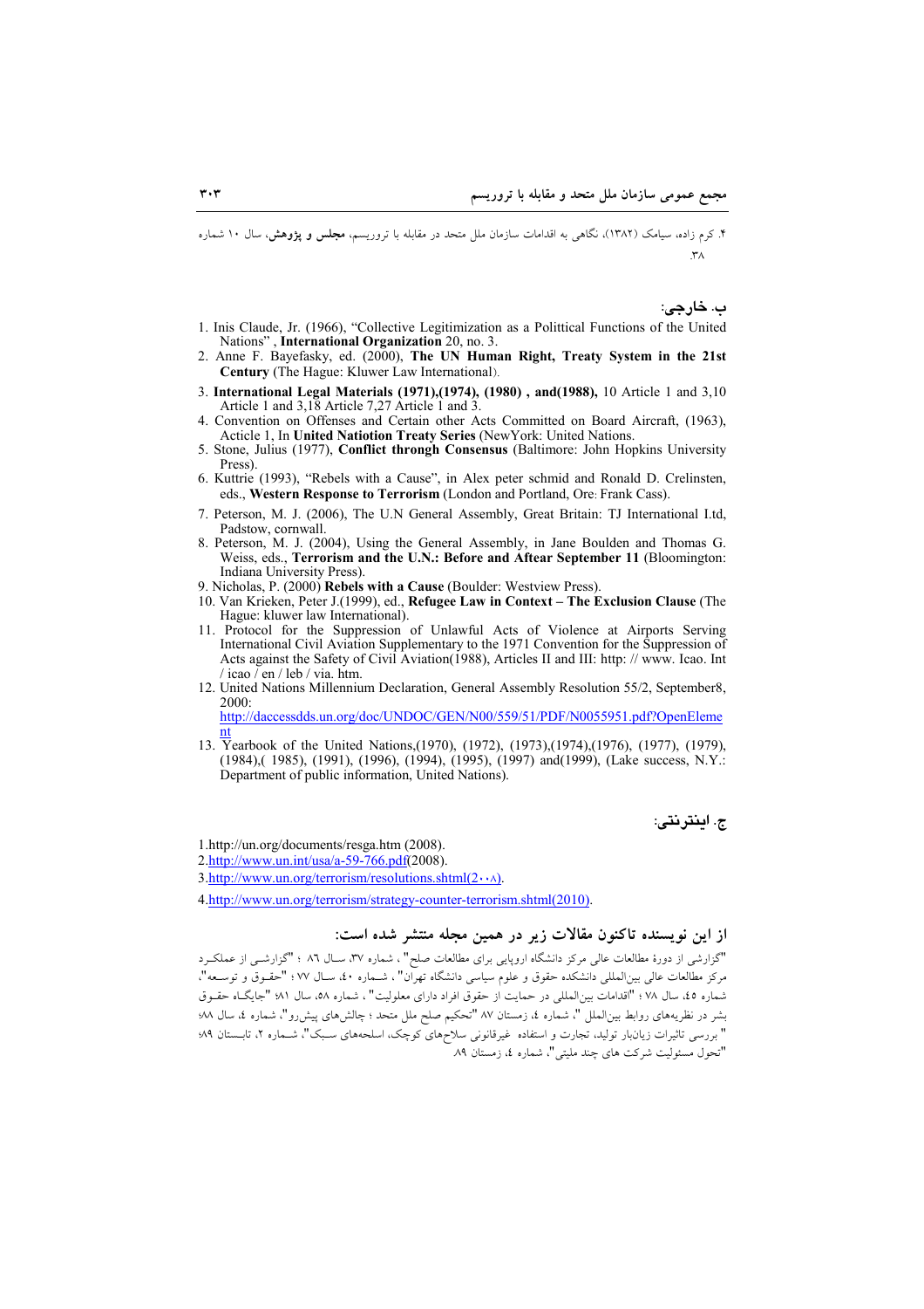۴. کرم زاده، سیامک (۱۳۸۲)، نگاهی به اقدامات سازمان ملل متحد در مقابله با تروریسم، **مجلس و پژوهش**، سال ۱۰ شماره ۳۸.

### ب. خارجی:

1. Inis Claude, Jr. (1966), "Collective Legitimization as a Polittical Functions of the United Nations" , **International Organization** 20, no. 3.
2. Anne F. Bayefasky, ed. (2000), **The UN Human Right, Treaty System in the 21st Century** (The Hague: Kluwer Law International).
3. **International Legal Materials (1971),(1974), (1980) , and(1988),** 10 Article 1 and 3,10 Article 1 and 3,18 Article 7,27 Article 1 and 3.
4. Convention on Offenses and Certain other Acts Committed on Board Aircraft, (1963), Acticle 1, In **United Natiotion Treaty Series** (NewYork: United Nations.
5. Stone, Julius (1977), **Conflict thrOugh Consensus** (Baltimore: John Hopkins University Press).
6. Kuttrie (1993), "Rebels with a Cause", in Alex peter schmid and Ronald D. Crelinsten, eds., **Western Response to Terrorism** (London and Portland, Ore: Frank Cass).
7. Peterson, M. J. (2006), The U.N General Assembly, Great Britain: TJ International I.td, Padstow, cornwall.
8. Peterson, M. J. (2004), Using the General Assembly, in Jane Boulden and Thomas G. Weiss, eds., **Terrorism and the U.N.: Before and Aftear September 11** (Bloomington: Indiana University Press).
9. Nicholas, P. (2000) **Rebels with a Cause** (Boulder: Westview Press).
10. Van Krieken, Peter J.(1999), ed., **Refugee Law in Context – The Exclusion Clause** (The Hague: kluwer law International).
11. Protocol for the Suppression of Unlawful Acts of Violence at Airports Serving International Civil Aviation Supplementary to the 1971 Convention for the Suppression of Acts against the Safety of Civil Aviation(1988), Articles II and III: http: // www. Icao. Int / icao / en / leb / via. htm.
12. United Nations Millennium Declaration, General Assembly Resolution 55/2, September8, 2000: http://daccessdds.un.org/doc/UNDOC/GEN/N00/559/51/PDF/N0055951.pdf?OpenElement
13. Yearbook of the United Nations,(1970), (1972), (1973),(1974),(1976), (1977), (1979), (1984),( 1985), (1991), (1996), (1994), (1995), (1997) and(1999), (Lake success, N.Y.: Department of public information, United Nations).

### ج. اینترنتی:

1.http://un.org/documents/resga.htm (2008).
2.http://www.un.int/usa/a-59-766.pdf(2008).
3.http://www.un.org/terrorism/resolutions.shtml(۲۰۰۸).
4.http://www.un.org/terrorism/strategy-counter-terrorism.shtml(2010).

### از این نویسنده تاکنون مقالات زیر در همین مجله منتشر شده است:

"گزارشی از دورهٔ مطالعات عالی مرکز دانشگاه اروپایی برای مطالعات صلح" ، شماره ۳۷، سال ۸۶ ؛ "گزارشی از عملکرد مرکز مطالعات عالی بین‌المللی دانشکده حقوق و علوم سیاسی دانشگاه تهران" ، شماره ۴۰، سال ۷۷ ؛ "حقوق و توسعه"، شماره ۴۵، سال ۷۸ ؛ "اقدامات بین‌المللی در حمایت از حقوق افراد دارای معلولیت" ، شماره ۵۸، سال ۸۱؛ "جایگاه حقوق بشر در نظریه‌های روابط بین‌الملل "، شماره ٤، زمستان ۸۷ "تحکیم صلح ملل متحد ؛ چالش‌های پیش‌رو"، شماره ٤، سال ۸۸؛ " بررسی تاثیرات زیانبار تولید، تجارت و استفاده غیرقانونی سلاح‌های کوچک، اسلحه‌های سبک"، شماره ۲، تابستان ۸۹؛ "تحول مسئولیت شرکت های چند ملیتی"، شماره ٤، زمستان ۸۹